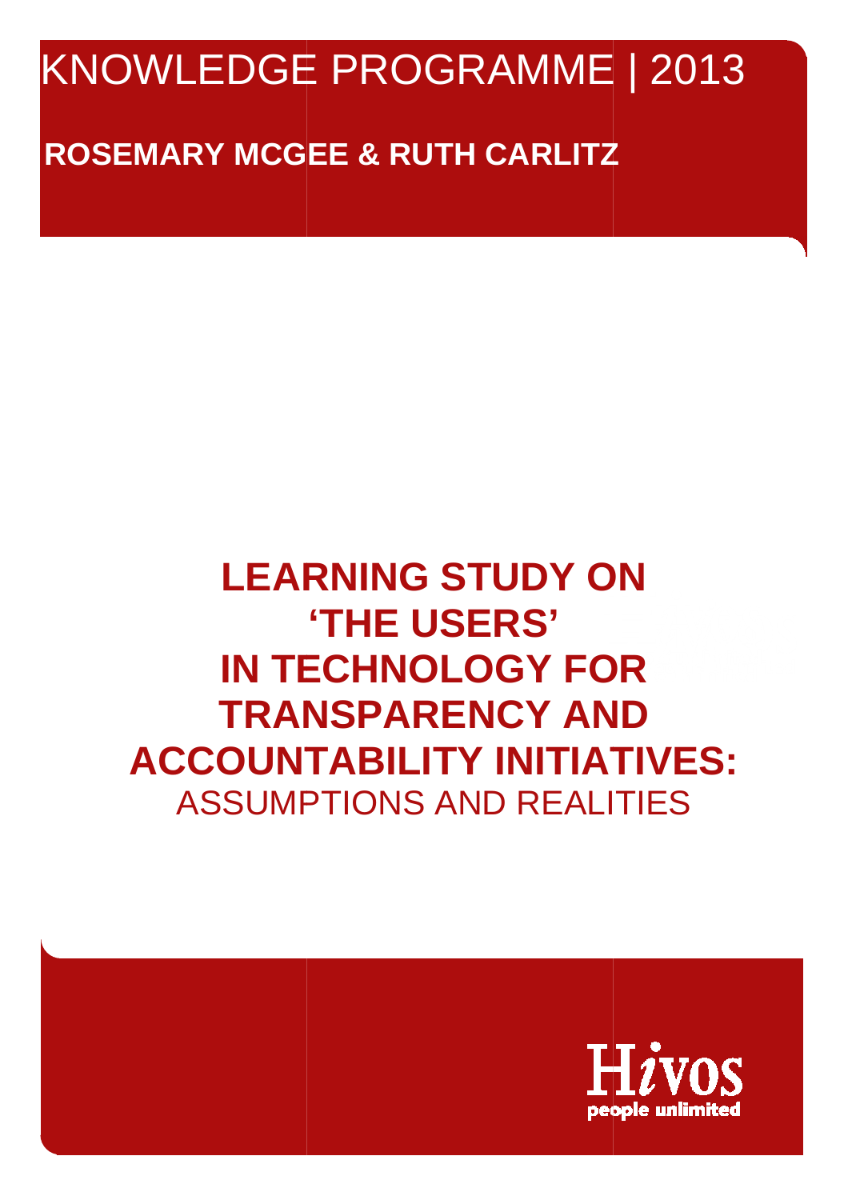KNOWLEDGE PROGRAMME | 2013

**ROSEMARY MCGEE & RUTH CARLITZ**

# LEARNING STUDY ON 'THE USERS' IN TECHNOLOGY FOR TRANSPARENCY AND ACCOUNTABILITY INITIATIVES:

## ASSUMPTIONS AND REALITIES

Hivos
people unlimited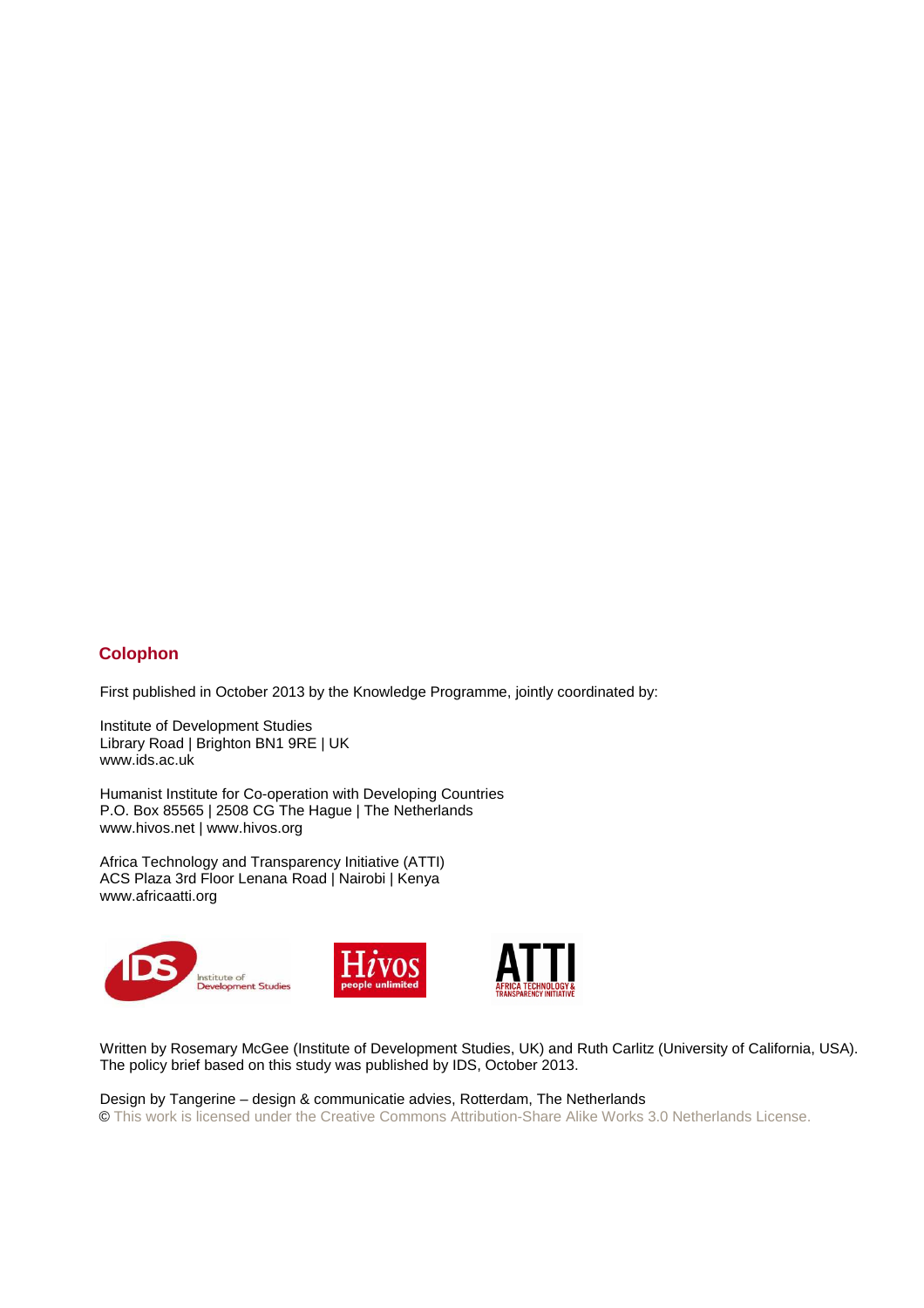## Colophon

First published in October 2013 by the Knowledge Programme, jointly coordinated by:

Institute of Development Studies
Library Road | Brighton BN1 9RE | UK
www.ids.ac.uk

Humanist Institute for Co-operation with Developing Countries
P.O. Box 85565 | 2508 CG The Hague | The Netherlands
www.hivos.net | www.hivos.org

Africa Technology and Transparency Initiative (ATTI)
ACS Plaza 3rd Floor Lenana Road | Nairobi | Kenya
www.africaatti.org

Written by Rosemary McGee (Institute of Development Studies, UK) and Ruth Carlitz (University of California, USA). The policy brief based on this study was published by IDS, October 2013.

Design by Tangerine – design & communicatie advies, Rotterdam, The Netherlands
© This work is licensed under the Creative Commons Attribution-Share Alike Works 3.0 Netherlands License.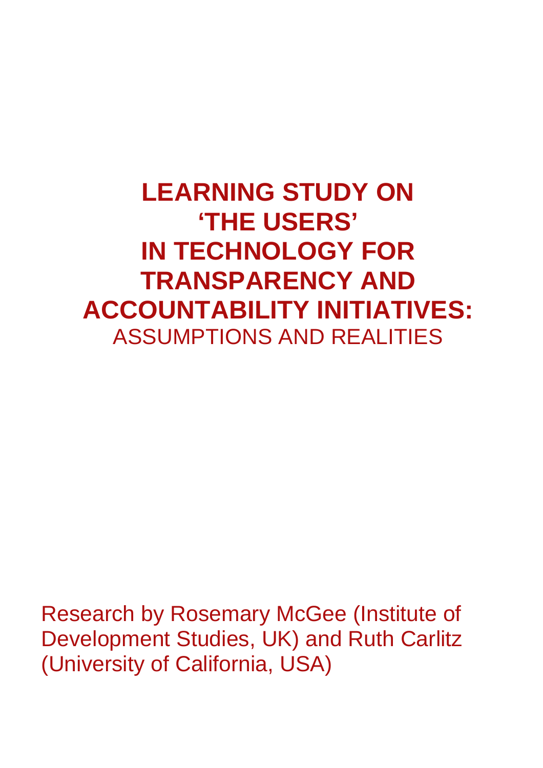# LEARNING STUDY ON 'THE USERS' IN TECHNOLOGY FOR TRANSPARENCY AND ACCOUNTABILITY INITIATIVES:

## ASSUMPTIONS AND REALITIES

Research by Rosemary McGee (Institute of Development Studies, UK) and Ruth Carlitz (University of California, USA)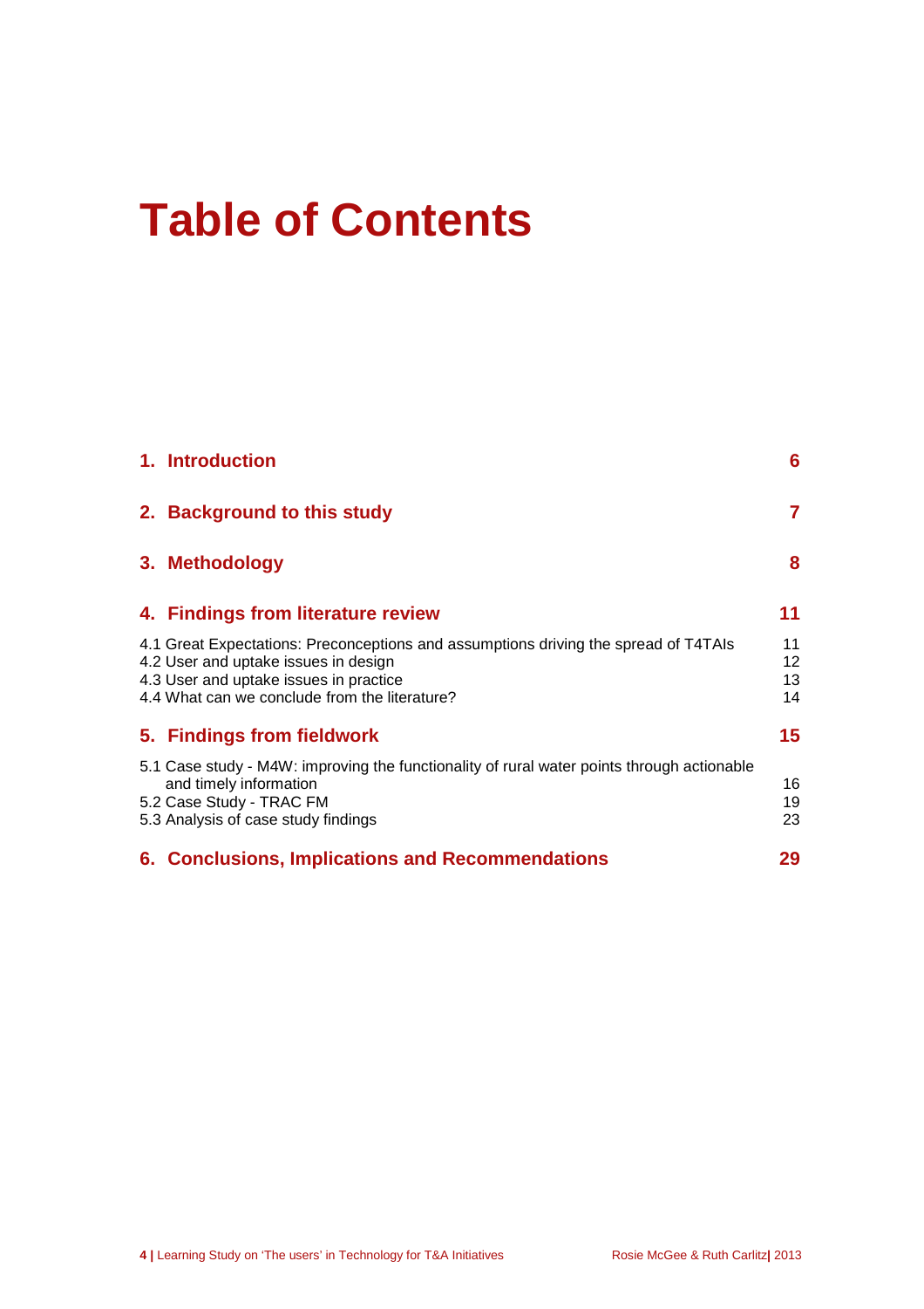# Table of Contents

| | |
|---|---|
| **1. Introduction** | **6** |
| **2. Background to this study** | **7** |
| **3. Methodology** | **8** |
| **4. Findings from literature review** | **11** |
| 4.1 Great Expectations: Preconceptions and assumptions driving the spread of T4TAIs | 11 |
| 4.2 User and uptake issues in design | 12 |
| 4.3 User and uptake issues in practice | 13 |
| 4.4 What can we conclude from the literature? | 14 |
| **5. Findings from fieldwork** | **15** |
| 5.1 Case study - M4W: improving the functionality of rural water points through actionable and timely information | 16 |
| 5.2 Case Study - TRAC FM | 19 |
| 5.3 Analysis of case study findings | 23 |
| **6. Conclusions, Implications and Recommendations** | **29** |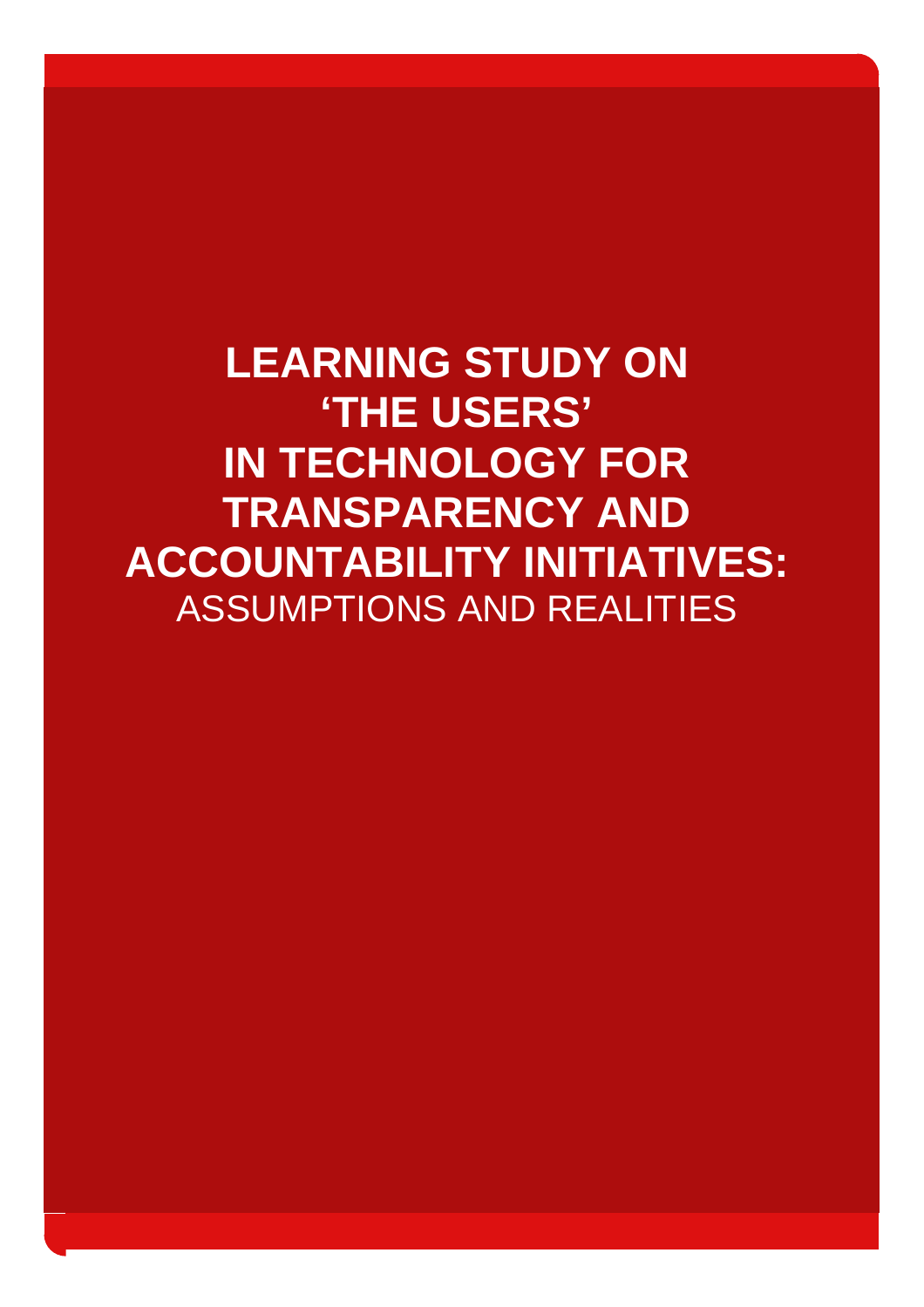# LEARNING STUDY ON 'THE USERS' IN TECHNOLOGY FOR TRANSPARENCY AND ACCOUNTABILITY INITIATIVES:

ASSUMPTIONS AND REALITIES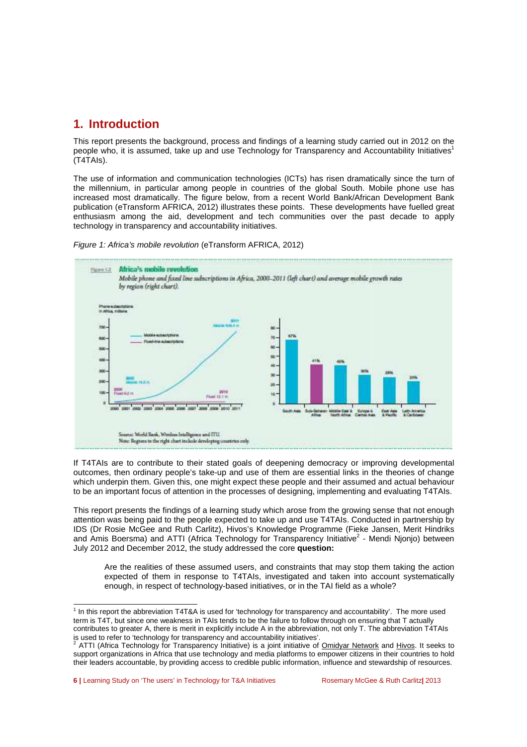# 1. Introduction

This report presents the background, process and findings of a learning study carried out in 2012 on the people who, it is assumed, take up and use Technology for Transparency and Accountability Initiatives[1] (T4TAIs).

The use of information and communication technologies (ICTs) has risen dramatically since the turn of the millennium, in particular among people in countries of the global South. Mobile phone use has increased most dramatically. The figure below, from a recent World Bank/African Development Bank publication (eTransform AFRICA, 2012) illustrates these points. These developments have fuelled great enthusiasm among the aid, development and tech communities over the past decade to apply technology in transparency and accountability initiatives.

*Figure 1: Africa's mobile revolution* (eTransform AFRICA, 2012)

If T4TAIs are to contribute to their stated goals of deepening democracy or improving developmental outcomes, then ordinary people's take-up and use of them are essential links in the theories of change which underpin them. Given this, one might expect these people and their assumed and actual behaviour to be an important focus of attention in the processes of designing, implementing and evaluating T4TAIs.

This report presents the findings of a learning study which arose from the growing sense that not enough attention was being paid to the people expected to take up and use T4TAIs. Conducted in partnership by IDS (Dr Rosie McGee and Ruth Carlitz), Hivos's Knowledge Programme (Fieke Jansen, Merit Hindriks and Amis Boersma) and ATTI (Africa Technology for Transparency Initiative[2] - Mendi Njonjo) between July 2012 and December 2012, the study addressed the core **question:**

> Are the realities of these assumed users, and constraints that may stop them taking the action expected of them in response to T4TAIs, investigated and taken into account systematically enough, in respect of technology-based initiatives, or in the TAI field as a whole?

---

[1] In this report the abbreviation T4T&A is used for 'technology for transparency and accountability'. The more used term is T4T, but since one weakness in TAIs tends to be the failure to follow through on ensuring that T actually contributes to greater A, there is merit in explicitly include A in the abbreviation, not only T. The abbreviation T4TAIs is used to refer to 'technology for transparency and accountability initiatives'.

[2] ATTI (Africa Technology for Transparency Initiative) is a joint initiative of Omidyar Network and Hivos. It seeks to support organizations in Africa that use technology and media platforms to empower citizens in their countries to hold their leaders accountable, by providing access to credible public information, influence and stewardship of resources.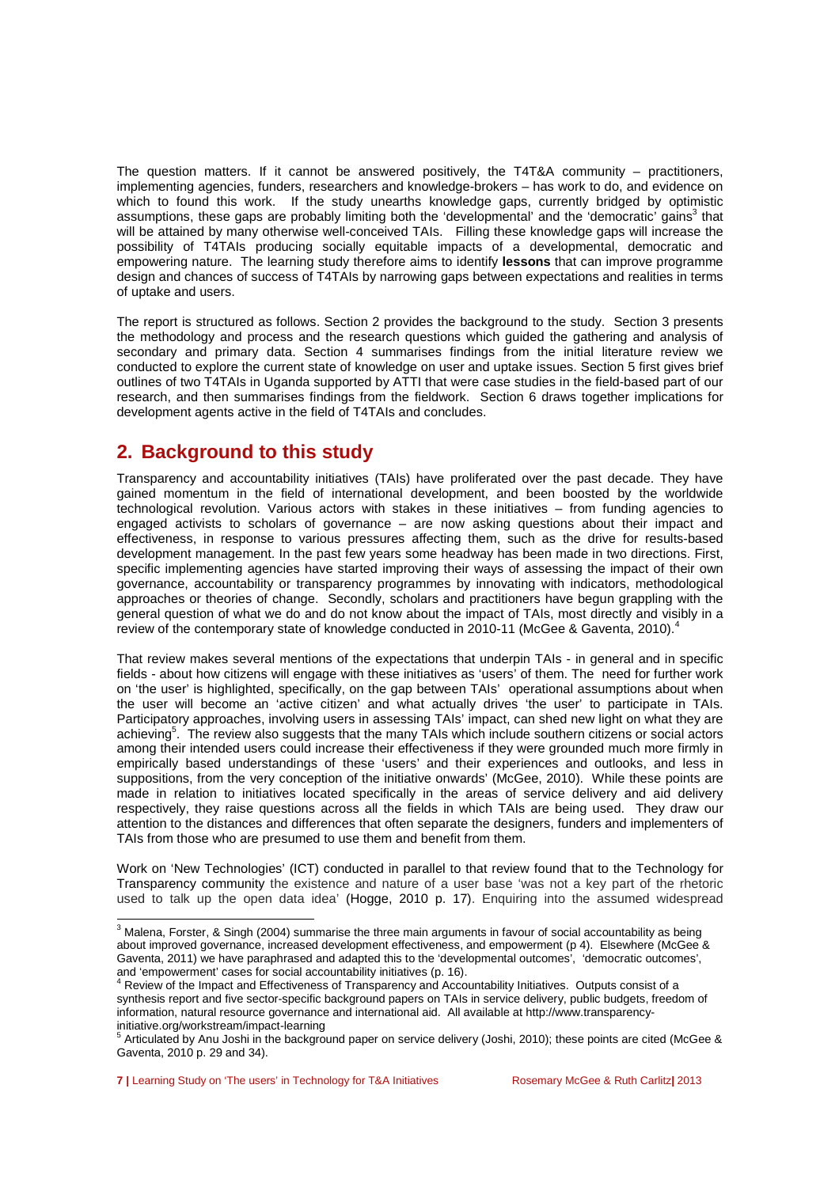The question matters. If it cannot be answered positively, the T4T&A community – practitioners, implementing agencies, funders, researchers and knowledge-brokers – has work to do, and evidence on which to found this work. If the study unearths knowledge gaps, currently bridged by optimistic assumptions, these gaps are probably limiting both the 'developmental' and the 'democratic' gains[3] that will be attained by many otherwise well-conceived TAIs. Filling these knowledge gaps will increase the possibility of T4TAIs producing socially equitable impacts of a developmental, democratic and empowering nature. The learning study therefore aims to identify **lessons** that can improve programme design and chances of success of T4TAIs by narrowing gaps between expectations and realities in terms of uptake and users.

The report is structured as follows. Section 2 provides the background to the study. Section 3 presents the methodology and process and the research questions which guided the gathering and analysis of secondary and primary data. Section 4 summarises findings from the initial literature review we conducted to explore the current state of knowledge on user and uptake issues. Section 5 first gives brief outlines of two T4TAIs in Uganda supported by ATTI that were case studies in the field-based part of our research, and then summarises findings from the fieldwork. Section 6 draws together implications for development agents active in the field of T4TAIs and concludes.

## 2. Background to this study

Transparency and accountability initiatives (TAIs) have proliferated over the past decade. They have gained momentum in the field of international development, and been boosted by the worldwide technological revolution. Various actors with stakes in these initiatives – from funding agencies to engaged activists to scholars of governance – are now asking questions about their impact and effectiveness, in response to various pressures affecting them, such as the drive for results-based development management. In the past few years some headway has been made in two directions. First, specific implementing agencies have started improving their ways of assessing the impact of their own governance, accountability or transparency programmes by innovating with indicators, methodological approaches or theories of change. Secondly, scholars and practitioners have begun grappling with the general question of what we do and do not know about the impact of TAIs, most directly and visibly in a review of the contemporary state of knowledge conducted in 2010-11 (McGee & Gaventa, 2010).[4]

That review makes several mentions of the expectations that underpin TAIs - in general and in specific fields - about how citizens will engage with these initiatives as 'users' of them. The need for further work on 'the user' is highlighted, specifically, on the gap between TAIs' operational assumptions about when the user will become an 'active citizen' and what actually drives 'the user' to participate in TAIs. Participatory approaches, involving users in assessing TAIs' impact, can shed new light on what they are achieving[5]. The review also suggests that the many TAIs which include southern citizens or social actors among their intended users could increase their effectiveness if they were grounded much more firmly in empirically based understandings of these 'users' and their experiences and outlooks, and less in suppositions, from the very conception of the initiative onwards' (McGee, 2010). While these points are made in relation to initiatives located specifically in the areas of service delivery and aid delivery respectively, they raise questions across all the fields in which TAIs are being used. They draw our attention to the distances and differences that often separate the designers, funders and implementers of TAIs from those who are presumed to use them and benefit from them.

Work on 'New Technologies' (ICT) conducted in parallel to that review found that to the Technology for Transparency community the existence and nature of a user base 'was not a key part of the rhetoric used to talk up the open data idea' (Hogge, 2010 p. 17). Enquiring into the assumed widespread

---

[3] Malena, Forster, & Singh (2004) summarise the three main arguments in favour of social accountability as being about improved governance, increased development effectiveness, and empowerment (p 4). Elsewhere (McGee & Gaventa, 2011) we have paraphrased and adapted this to the 'developmental outcomes', 'democratic outcomes', and 'empowerment' cases for social accountability initiatives (p. 16).

[4] Review of the Impact and Effectiveness of Transparency and Accountability Initiatives. Outputs consist of a synthesis report and five sector-specific background papers on TAIs in service delivery, public budgets, freedom of information, natural resource governance and international aid. All available at http://www.transparency-initiative.org/workstream/impact-learning

[5] Articulated by Anu Joshi in the background paper on service delivery (Joshi, 2010); these points are cited (McGee & Gaventa, 2010 p. 29 and 34).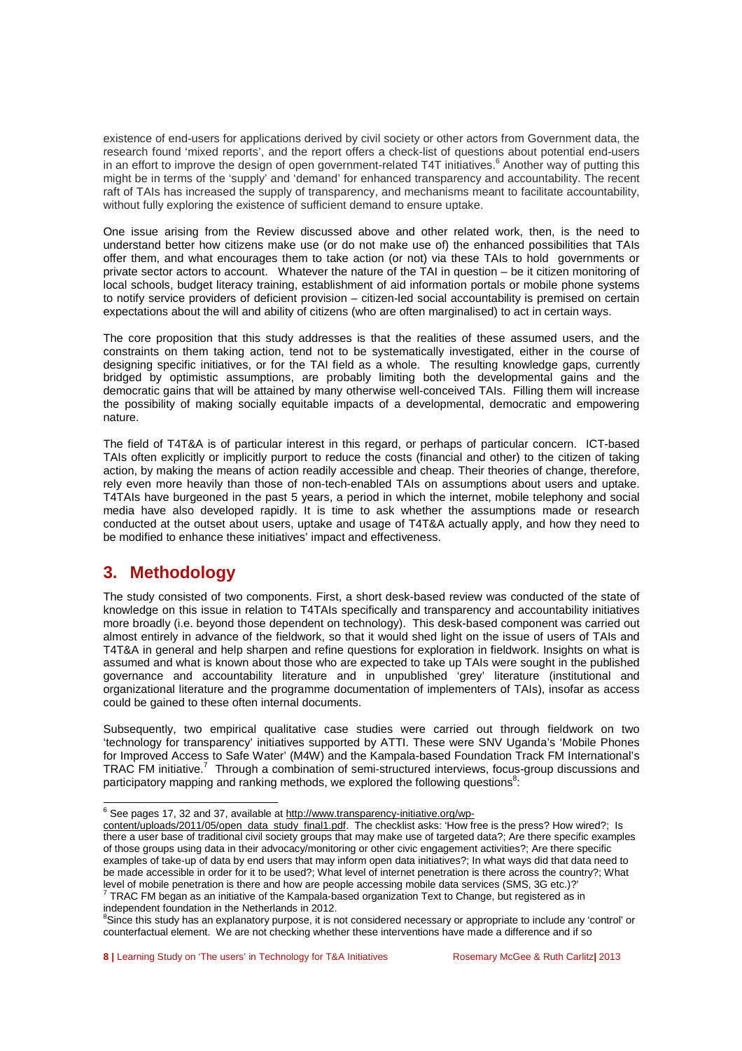existence of end-users for applications derived by civil society or other actors from Government data, the research found 'mixed reports', and the report offers a check-list of questions about potential end-users in an effort to improve the design of open government-related T4T initiatives.[6] Another way of putting this might be in terms of the 'supply' and 'demand' for enhanced transparency and accountability. The recent raft of TAIs has increased the supply of transparency, and mechanisms meant to facilitate accountability, without fully exploring the existence of sufficient demand to ensure uptake.

One issue arising from the Review discussed above and other related work, then, is the need to understand better how citizens make use (or do not make use of) the enhanced possibilities that TAIs offer them, and what encourages them to take action (or not) via these TAIs to hold governments or private sector actors to account. Whatever the nature of the TAI in question – be it citizen monitoring of local schools, budget literacy training, establishment of aid information portals or mobile phone systems to notify service providers of deficient provision – citizen-led social accountability is premised on certain expectations about the will and ability of citizens (who are often marginalised) to act in certain ways.

The core proposition that this study addresses is that the realities of these assumed users, and the constraints on them taking action, tend not to be systematically investigated, either in the course of designing specific initiatives, or for the TAI field as a whole. The resulting knowledge gaps, currently bridged by optimistic assumptions, are probably limiting both the developmental gains and the democratic gains that will be attained by many otherwise well-conceived TAIs. Filling them will increase the possibility of making socially equitable impacts of a developmental, democratic and empowering nature.

The field of T4T&A is of particular interest in this regard, or perhaps of particular concern. ICT-based TAIs often explicitly or implicitly purport to reduce the costs (financial and other) to the citizen of taking action, by making the means of action readily accessible and cheap. Their theories of change, therefore, rely even more heavily than those of non-tech-enabled TAIs on assumptions about users and uptake. T4TAIs have burgeoned in the past 5 years, a period in which the internet, mobile telephony and social media have also developed rapidly. It is time to ask whether the assumptions made or research conducted at the outset about users, uptake and usage of T4T&A actually apply, and how they need to be modified to enhance these initiatives' impact and effectiveness.

## 3. Methodology

The study consisted of two components. First, a short desk-based review was conducted of the state of knowledge on this issue in relation to T4TAIs specifically and transparency and accountability initiatives more broadly (i.e. beyond those dependent on technology). This desk-based component was carried out almost entirely in advance of the fieldwork, so that it would shed light on the issue of users of TAIs and T4T&A in general and help sharpen and refine questions for exploration in fieldwork. Insights on what is assumed and what is known about those who are expected to take up TAIs were sought in the published governance and accountability literature and in unpublished 'grey' literature (institutional and organizational literature and the programme documentation of implementers of TAIs), insofar as access could be gained to these often internal documents.

Subsequently, two empirical qualitative case studies were carried out through fieldwork on two 'technology for transparency' initiatives supported by ATTI. These were SNV Uganda's 'Mobile Phones for Improved Access to Safe Water' (M4W) and the Kampala-based Foundation Track FM International's TRAC FM initiative.[7] Through a combination of semi-structured interviews, focus-group discussions and participatory mapping and ranking methods, we explored the following questions[8]:

---

[6] See pages 17, 32 and 37, available at http://www.transparency-initiative.org/wp-content/uploads/2011/05/open_data_study_final1.pdf. The checklist asks: 'How free is the press? How wired?; Is there a user base of traditional civil society groups that may make use of targeted data?; Are there specific examples of those groups using data in their advocacy/monitoring or other civic engagement activities?; Are there specific examples of take-up of data by end users that may inform open data initiatives?; In what ways did that data need to be made accessible in order for it to be used?; What level of internet penetration is there across the country?; What level of mobile penetration is there and how are people accessing mobile data services (SMS, 3G etc.)?'

[7] TRAC FM began as an initiative of the Kampala-based organization Text to Change, but registered as in independent foundation in the Netherlands in 2012.

[8] Since this study has an explanatory purpose, it is not considered necessary or appropriate to include any 'control' or counterfactual element. We are not checking whether these interventions have made a difference and if so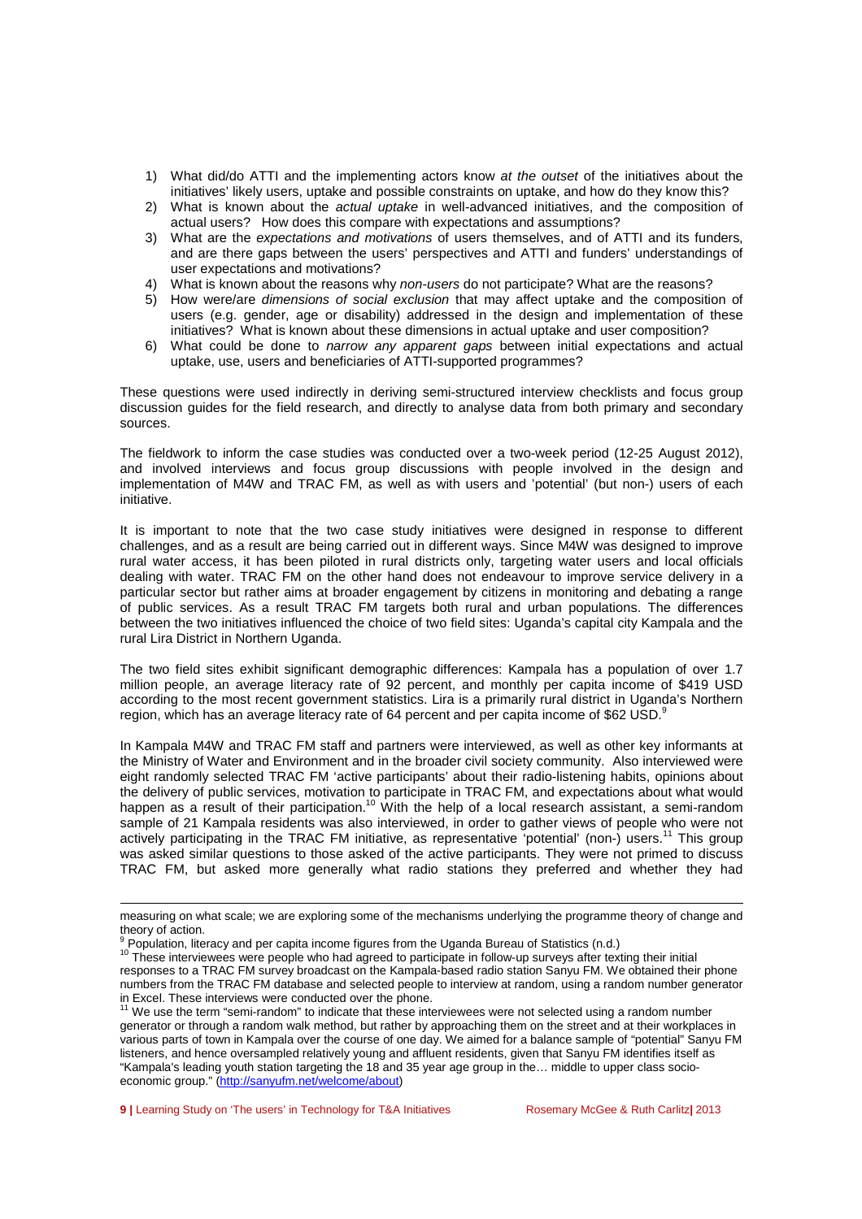1) What did/do ATTI and the implementing actors know *at the outset* of the initiatives about the initiatives' likely users, uptake and possible constraints on uptake, and how do they know this?
2) What is known about the *actual uptake* in well-advanced initiatives, and the composition of actual users? How does this compare with expectations and assumptions?
3) What are the *expectations and motivations* of users themselves, and of ATTI and its funders, and are there gaps between the users' perspectives and ATTI and funders' understandings of user expectations and motivations?
4) What is known about the reasons why *non-users* do not participate? What are the reasons?
5) How were/are *dimensions of social exclusion* that may affect uptake and the composition of users (e.g. gender, age or disability) addressed in the design and implementation of these initiatives? What is known about these dimensions in actual uptake and user composition?
6) What could be done to *narrow any apparent gaps* between initial expectations and actual uptake, use, users and beneficiaries of ATTI-supported programmes?

These questions were used indirectly in deriving semi-structured interview checklists and focus group discussion guides for the field research, and directly to analyse data from both primary and secondary sources.

The fieldwork to inform the case studies was conducted over a two-week period (12-25 August 2012), and involved interviews and focus group discussions with people involved in the design and implementation of M4W and TRAC FM, as well as with users and 'potential' (but non-) users of each initiative.

It is important to note that the two case study initiatives were designed in response to different challenges, and as a result are being carried out in different ways. Since M4W was designed to improve rural water access, it has been piloted in rural districts only, targeting water users and local officials dealing with water. TRAC FM on the other hand does not endeavour to improve service delivery in a particular sector but rather aims at broader engagement by citizens in monitoring and debating a range of public services. As a result TRAC FM targets both rural and urban populations. The differences between the two initiatives influenced the choice of two field sites: Uganda's capital city Kampala and the rural Lira District in Northern Uganda.

The two field sites exhibit significant demographic differences: Kampala has a population of over 1.7 million people, an average literacy rate of 92 percent, and monthly per capita income of $419 USD according to the most recent government statistics. Lira is a primarily rural district in Uganda's Northern region, which has an average literacy rate of 64 percent and per capita income of $62 USD.[9]

In Kampala M4W and TRAC FM staff and partners were interviewed, as well as other key informants at the Ministry of Water and Environment and in the broader civil society community. Also interviewed were eight randomly selected TRAC FM 'active participants' about their radio-listening habits, opinions about the delivery of public services, motivation to participate in TRAC FM, and expectations about what would happen as a result of their participation.[10] With the help of a local research assistant, a semi-random sample of 21 Kampala residents was also interviewed, in order to gather views of people who were not actively participating in the TRAC FM initiative, as representative 'potential' (non-) users.[11] This group was asked similar questions to those asked of the active participants. They were not primed to discuss TRAC FM, but asked more generally what radio stations they preferred and whether they had

---

measuring on what scale; we are exploring some of the mechanisms underlying the programme theory of change and theory of action.

[9] Population, literacy and per capita income figures from the Uganda Bureau of Statistics (n.d.)

[10] These interviewees were people who had agreed to participate in follow-up surveys after texting their initial responses to a TRAC FM survey broadcast on the Kampala-based radio station Sanyu FM. We obtained their phone numbers from the TRAC FM database and selected people to interview at random, using a random number generator in Excel. These interviews were conducted over the phone.

[11] We use the term "semi-random" to indicate that these interviewees were not selected using a random number generator or through a random walk method, but rather by approaching them on the street and at their workplaces in various parts of town in Kampala over the course of one day. We aimed for a balance sample of "potential" Sanyu FM listeners, and hence oversampled relatively young and affluent residents, given that Sanyu FM identifies itself as "Kampala's leading youth station targeting the 18 and 35 year age group in the… middle to upper class socio-economic group." (http://sanyufm.net/welcome/about)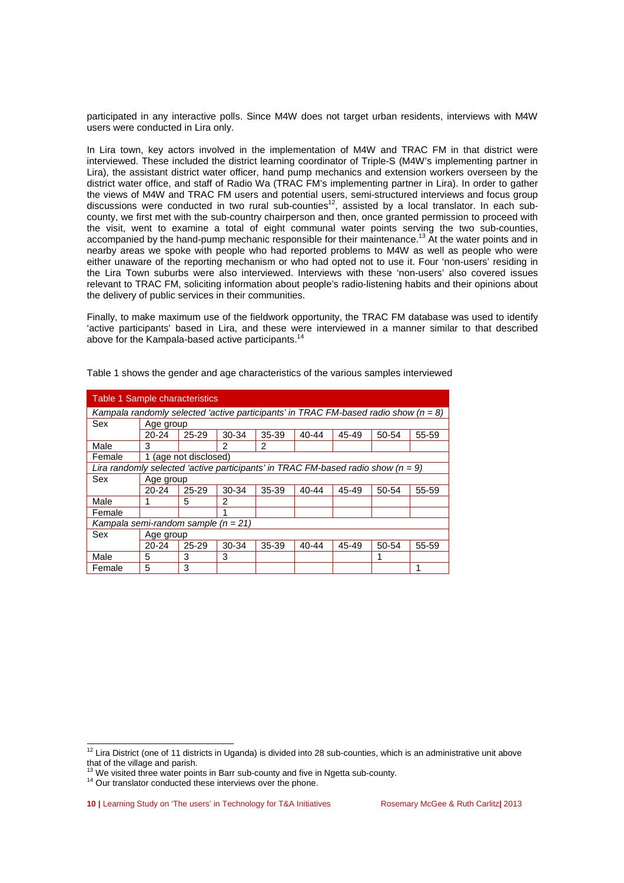participated in any interactive polls. Since M4W does not target urban residents, interviews with M4W users were conducted in Lira only.

In Lira town, key actors involved in the implementation of M4W and TRAC FM in that district were interviewed. These included the district learning coordinator of Triple-S (M4W's implementing partner in Lira), the assistant district water officer, hand pump mechanics and extension workers overseen by the district water office, and staff of Radio Wa (TRAC FM's implementing partner in Lira). In order to gather the views of M4W and TRAC FM users and potential users, semi-structured interviews and focus group discussions were conducted in two rural sub-counties[12], assisted by a local translator. In each sub-county, we first met with the sub-country chairperson and then, once granted permission to proceed with the visit, went to examine a total of eight communal water points serving the two sub-counties, accompanied by the hand-pump mechanic responsible for their maintenance.[13] At the water points and in nearby areas we spoke with people who had reported problems to M4W as well as people who were either unaware of the reporting mechanism or who had opted not to use it. Four 'non-users' residing in the Lira Town suburbs were also interviewed. Interviews with these 'non-users' also covered issues relevant to TRAC FM, soliciting information about people's radio-listening habits and their opinions about the delivery of public services in their communities.

Finally, to make maximum use of the fieldwork opportunity, the TRAC FM database was used to identify 'active participants' based in Lira, and these were interviewed in a manner similar to that described above for the Kampala-based active participants.[14]

Table 1 shows the gender and age characteristics of the various samples interviewed

| Table 1 Sample characteristics | | | | | | | | |
|---|---|---|---|---|---|---|---|---|
| *Kampala randomly selected 'active participants' in TRAC FM-based radio show (n = 8)* | | | | | | | | |
| Sex | Age group | | | | | | | |
| | 20-24 | 25-29 | 30-34 | 35-39 | 40-44 | 45-49 | 50-54 | 55-59 |
| Male | 3 | | 2 | 2 | | | | |
| Female | 1 (age not disclosed) | | | | | | | |
| *Lira randomly selected 'active participants' in TRAC FM-based radio show (n = 9)* | | | | | | | | |
| Sex | Age group | | | | | | | |
| | 20-24 | 25-29 | 30-34 | 35-39 | 40-44 | 45-49 | 50-54 | 55-59 |
| Male | 1 | 5 | 2 | | | | | |
| Female | | | 1 | | | | | |
| *Kampala semi-random sample (n = 21)* | | | | | | | | |
| Sex | Age group | | | | | | | |
| | 20-24 | 25-29 | 30-34 | 35-39 | 40-44 | 45-49 | 50-54 | 55-59 |
| Male | 5 | 3 | 3 | | | | 1 | |
| Female | 5 | 3 | | | | | | 1 |

[12] Lira District (one of 11 districts in Uganda) is divided into 28 sub-counties, which is an administrative unit above that of the village and parish.

[13] We visited three water points in Barr sub-county and five in Ngetta sub-county.

[14] Our translator conducted these interviews over the phone.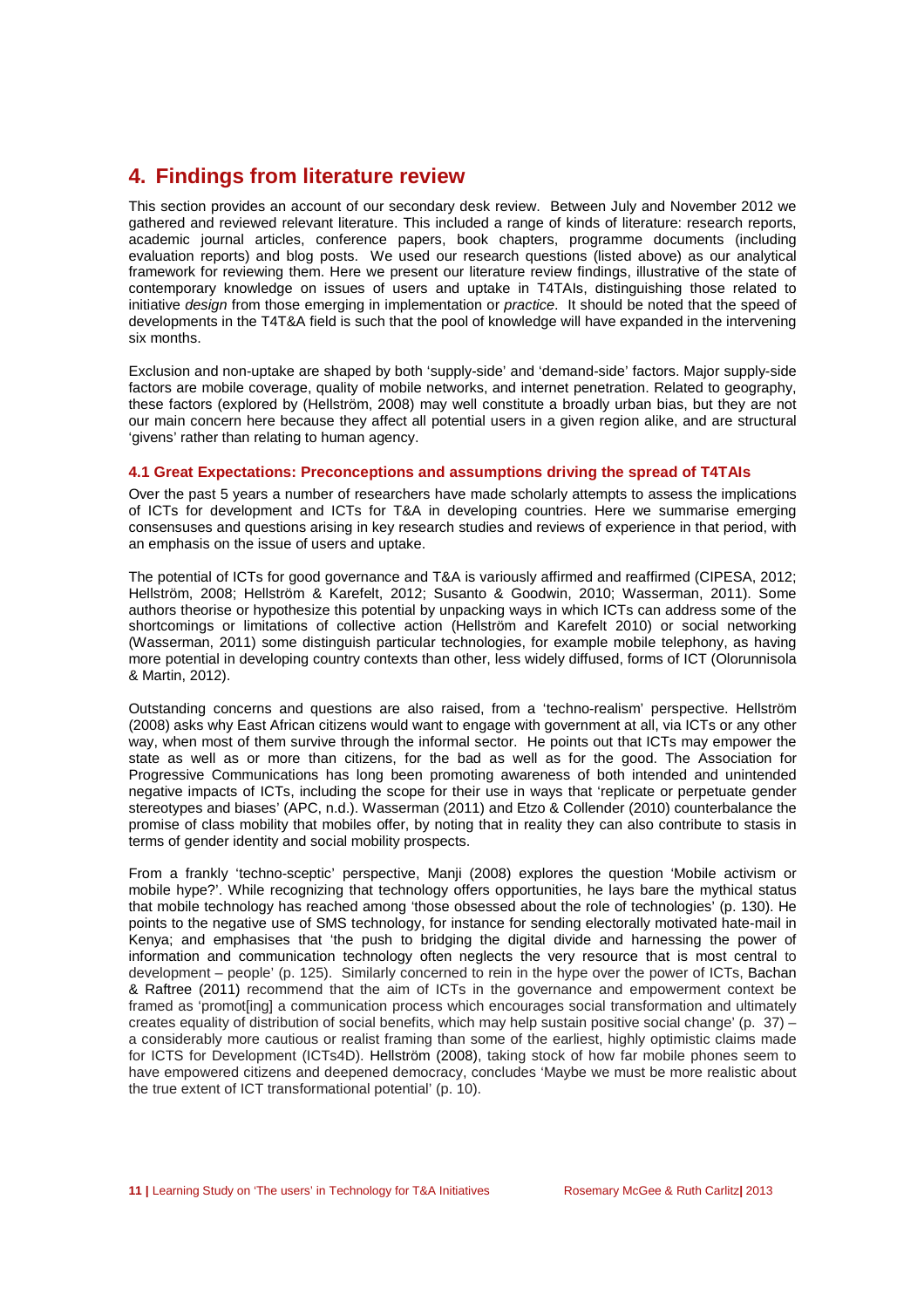# 4. Findings from literature review

This section provides an account of our secondary desk review. Between July and November 2012 we gathered and reviewed relevant literature. This included a range of kinds of literature: research reports, academic journal articles, conference papers, book chapters, programme documents (including evaluation reports) and blog posts. We used our research questions (listed above) as our analytical framework for reviewing them. Here we present our literature review findings, illustrative of the state of contemporary knowledge on issues of users and uptake in T4TAIs, distinguishing those related to initiative *design* from those emerging in implementation or *practice*. It should be noted that the speed of developments in the T4T&A field is such that the pool of knowledge will have expanded in the intervening six months.

Exclusion and non-uptake are shaped by both 'supply-side' and 'demand-side' factors. Major supply-side factors are mobile coverage, quality of mobile networks, and internet penetration. Related to geography, these factors (explored by (Hellström, 2008) may well constitute a broadly urban bias, but they are not our main concern here because they affect all potential users in a given region alike, and are structural 'givens' rather than relating to human agency.

### 4.1 Great Expectations: Preconceptions and assumptions driving the spread of T4TAIs

Over the past 5 years a number of researchers have made scholarly attempts to assess the implications of ICTs for development and ICTs for T&A in developing countries. Here we summarise emerging consensuses and questions arising in key research studies and reviews of experience in that period, with an emphasis on the issue of users and uptake.

The potential of ICTs for good governance and T&A is variously affirmed and reaffirmed (CIPESA, 2012; Hellström, 2008; Hellström & Karefelt, 2012; Susanto & Goodwin, 2010; Wasserman, 2011). Some authors theorise or hypothesize this potential by unpacking ways in which ICTs can address some of the shortcomings or limitations of collective action (Hellström and Karefelt 2010) or social networking (Wasserman, 2011) some distinguish particular technologies, for example mobile telephony, as having more potential in developing country contexts than other, less widely diffused, forms of ICT (Olorunnisola & Martin, 2012).

Outstanding concerns and questions are also raised, from a 'techno-realism' perspective. Hellström (2008) asks why East African citizens would want to engage with government at all, via ICTs or any other way, when most of them survive through the informal sector. He points out that ICTs may empower the state as well as or more than citizens, for the bad as well as for the good. The Association for Progressive Communications has long been promoting awareness of both intended and unintended negative impacts of ICTs, including the scope for their use in ways that 'replicate or perpetuate gender stereotypes and biases' (APC, n.d.). Wasserman (2011) and Etzo & Collender (2010) counterbalance the promise of class mobility that mobiles offer, by noting that in reality they can also contribute to stasis in terms of gender identity and social mobility prospects.

From a frankly 'techno-sceptic' perspective, Manji (2008) explores the question 'Mobile activism or mobile hype?'. While recognizing that technology offers opportunities, he lays bare the mythical status that mobile technology has reached among 'those obsessed about the role of technologies' (p. 130). He points to the negative use of SMS technology, for instance for sending electorally motivated hate-mail in Kenya; and emphasises that 'the push to bridging the digital divide and harnessing the power of information and communication technology often neglects the very resource that is most central to development – people' (p. 125). Similarly concerned to rein in the hype over the power of ICTs, Bachan & Raftree (2011) recommend that the aim of ICTs in the governance and empowerment context be framed as 'promot[ing] a communication process which encourages social transformation and ultimately creates equality of distribution of social benefits, which may help sustain positive social change' (p. 37) – a considerably more cautious or realist framing than some of the earliest, highly optimistic claims made for ICTS for Development (ICTs4D). Hellström (2008), taking stock of how far mobile phones seem to have empowered citizens and deepened democracy, concludes 'Maybe we must be more realistic about the true extent of ICT transformational potential' (p. 10).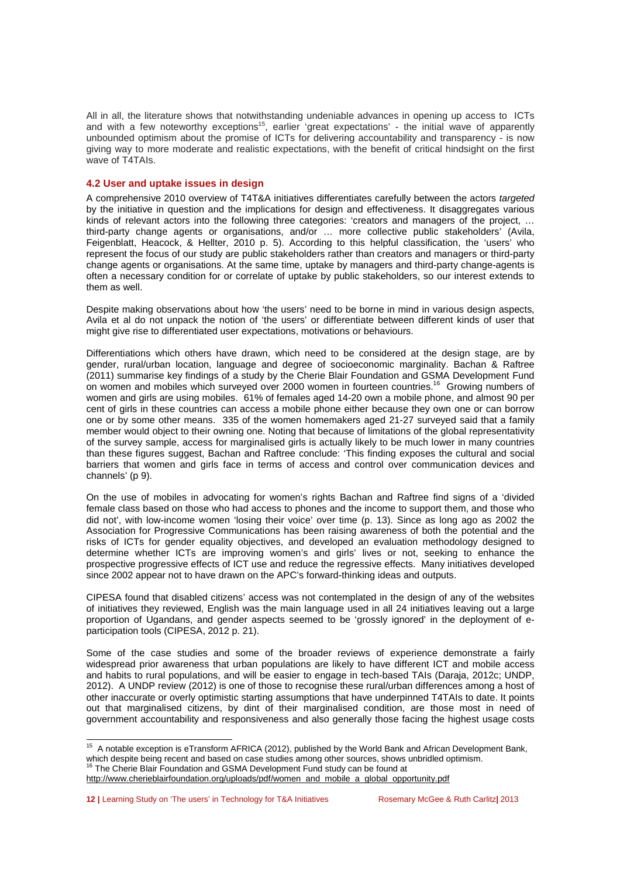All in all, the literature shows that notwithstanding undeniable advances in opening up access to ICTs and with a few noteworthy exceptions[15], earlier 'great expectations' - the initial wave of apparently unbounded optimism about the promise of ICTs for delivering accountability and transparency - is now giving way to more moderate and realistic expectations, with the benefit of critical hindsight on the first wave of T4TAIs.

### 4.2 User and uptake issues in design

A comprehensive 2010 overview of T4T&A initiatives differentiates carefully between the actors *targeted* by the initiative in question and the implications for design and effectiveness. It disaggregates various kinds of relevant actors into the following three categories: 'creators and managers of the project, … third-party change agents or organisations, and/or … more collective public stakeholders' (Avila, Feigenblatt, Heacock, & Hellter, 2010 p. 5). According to this helpful classification, the 'users' who represent the focus of our study are public stakeholders rather than creators and managers or third-party change agents or organisations. At the same time, uptake by managers and third-party change-agents is often a necessary condition for or correlate of uptake by public stakeholders, so our interest extends to them as well.

Despite making observations about how 'the users' need to be borne in mind in various design aspects, Avila et al do not unpack the notion of 'the users' or differentiate between different kinds of user that might give rise to differentiated user expectations, motivations or behaviours.

Differentiations which others have drawn, which need to be considered at the design stage, are by gender, rural/urban location, language and degree of socioeconomic marginality. Bachan & Raftree (2011) summarise key findings of a study by the Cherie Blair Foundation and GSMA Development Fund on women and mobiles which surveyed over 2000 women in fourteen countries.[16] Growing numbers of women and girls are using mobiles. 61% of females aged 14-20 own a mobile phone, and almost 90 per cent of girls in these countries can access a mobile phone either because they own one or can borrow one or by some other means. 335 of the women homemakers aged 21-27 surveyed said that a family member would object to their owning one. Noting that because of limitations of the global representativity of the survey sample, access for marginalised girls is actually likely to be much lower in many countries than these figures suggest, Bachan and Raftree conclude: 'This finding exposes the cultural and social barriers that women and girls face in terms of access and control over communication devices and channels' (p 9).

On the use of mobiles in advocating for women's rights Bachan and Raftree find signs of a 'divided female class based on those who had access to phones and the income to support them, and those who did not', with low-income women 'losing their voice' over time (p. 13). Since as long ago as 2002 the Association for Progressive Communications has been raising awareness of both the potential and the risks of ICTs for gender equality objectives, and developed an evaluation methodology designed to determine whether ICTs are improving women's and girls' lives or not, seeking to enhance the prospective progressive effects of ICT use and reduce the regressive effects. Many initiatives developed since 2002 appear not to have drawn on the APC's forward-thinking ideas and outputs.

CIPESA found that disabled citizens' access was not contemplated in the design of any of the websites of initiatives they reviewed, English was the main language used in all 24 initiatives leaving out a large proportion of Ugandans, and gender aspects seemed to be 'grossly ignored' in the deployment of e-participation tools (CIPESA, 2012 p. 21).

Some of the case studies and some of the broader reviews of experience demonstrate a fairly widespread prior awareness that urban populations are likely to have different ICT and mobile access and habits to rural populations, and will be easier to engage in tech-based TAIs (Daraja, 2012c; UNDP, 2012). A UNDP review (2012) is one of those to recognise these rural/urban differences among a host of other inaccurate or overly optimistic starting assumptions that have underpinned T4TAIs to date. It points out that marginalised citizens, by dint of their marginalised condition, are those most in need of government accountability and responsiveness and also generally those facing the highest usage costs

---

[15] A notable exception is eTransform AFRICA (2012), published by the World Bank and African Development Bank, which despite being recent and based on case studies among other sources, shows unbridled optimism.

[16] The Cherie Blair Foundation and GSMA Development Fund study can be found at http://www.cherieblairfoundation.org/uploads/pdf/women_and_mobile_a_global_opportunity.pdf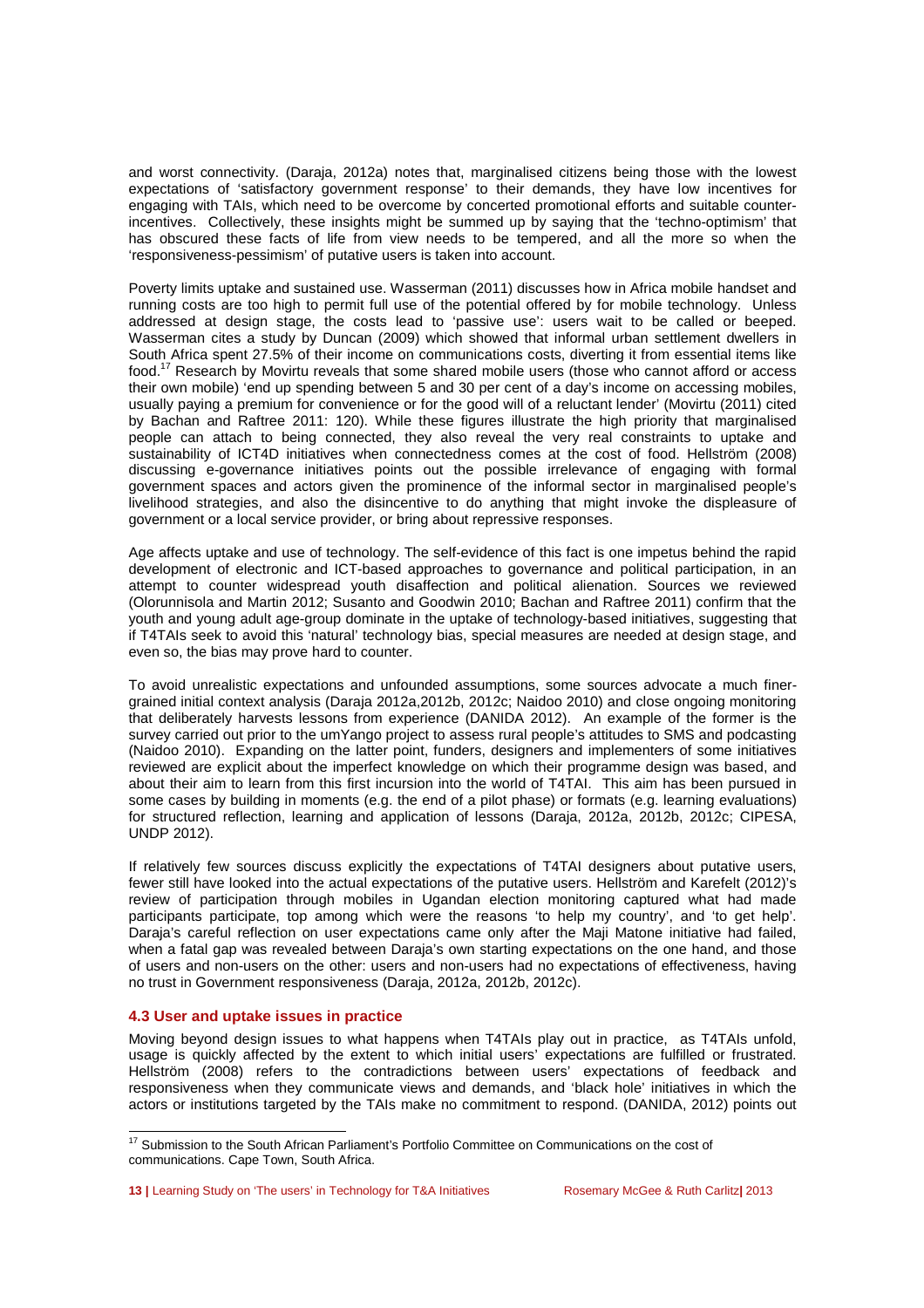and worst connectivity. (Daraja, 2012a) notes that, marginalised citizens being those with the lowest expectations of 'satisfactory government response' to their demands, they have low incentives for engaging with TAIs, which need to be overcome by concerted promotional efforts and suitable counter-incentives. Collectively, these insights might be summed up by saying that the 'techno-optimism' that has obscured these facts of life from view needs to be tempered, and all the more so when the 'responsiveness-pessimism' of putative users is taken into account.

Poverty limits uptake and sustained use. Wasserman (2011) discusses how in Africa mobile handset and running costs are too high to permit full use of the potential offered by for mobile technology. Unless addressed at design stage, the costs lead to 'passive use': users wait to be called or beeped. Wasserman cites a study by Duncan (2009) which showed that informal urban settlement dwellers in South Africa spent 27.5% of their income on communications costs, diverting it from essential items like food.[17] Research by Movirtu reveals that some shared mobile users (those who cannot afford or access their own mobile) 'end up spending between 5 and 30 per cent of a day's income on accessing mobiles, usually paying a premium for convenience or for the good will of a reluctant lender' (Movirtu (2011) cited by Bachan and Raftree 2011: 120). While these figures illustrate the high priority that marginalised people can attach to being connected, they also reveal the very real constraints to uptake and sustainability of ICT4D initiatives when connectedness comes at the cost of food. Hellström (2008) discussing e-governance initiatives points out the possible irrelevance of engaging with formal government spaces and actors given the prominence of the informal sector in marginalised people's livelihood strategies, and also the disincentive to do anything that might invoke the displeasure of government or a local service provider, or bring about repressive responses.

Age affects uptake and use of technology. The self-evidence of this fact is one impetus behind the rapid development of electronic and ICT-based approaches to governance and political participation, in an attempt to counter widespread youth disaffection and political alienation. Sources we reviewed (Olorunnisola and Martin 2012; Susanto and Goodwin 2010; Bachan and Raftree 2011) confirm that the youth and young adult age-group dominate in the uptake of technology-based initiatives, suggesting that if T4TAIs seek to avoid this 'natural' technology bias, special measures are needed at design stage, and even so, the bias may prove hard to counter.

To avoid unrealistic expectations and unfounded assumptions, some sources advocate a much finer-grained initial context analysis (Daraja 2012a,2012b, 2012c; Naidoo 2010) and close ongoing monitoring that deliberately harvests lessons from experience (DANIDA 2012). An example of the former is the survey carried out prior to the umYango project to assess rural people's attitudes to SMS and podcasting (Naidoo 2010). Expanding on the latter point, funders, designers and implementers of some initiatives reviewed are explicit about the imperfect knowledge on which their programme design was based, and about their aim to learn from this first incursion into the world of T4TAI. This aim has been pursued in some cases by building in moments (e.g. the end of a pilot phase) or formats (e.g. learning evaluations) for structured reflection, learning and application of lessons (Daraja, 2012a, 2012b, 2012c; CIPESA, UNDP 2012).

If relatively few sources discuss explicitly the expectations of T4TAI designers about putative users, fewer still have looked into the actual expectations of the putative users. Hellström and Karefelt (2012)'s review of participation through mobiles in Ugandan election monitoring captured what had made participants participate, top among which were the reasons 'to help my country', and 'to get help'. Daraja's careful reflection on user expectations came only after the Maji Matone initiative had failed, when a fatal gap was revealed between Daraja's own starting expectations on the one hand, and those of users and non-users on the other: users and non-users had no expectations of effectiveness, having no trust in Government responsiveness (Daraja, 2012a, 2012b, 2012c).

### 4.3 User and uptake issues in practice

Moving beyond design issues to what happens when T4TAIs play out in practice, as T4TAIs unfold, usage is quickly affected by the extent to which initial users' expectations are fulfilled or frustrated. Hellström (2008) refers to the contradictions between users' expectations of feedback and responsiveness when they communicate views and demands, and 'black hole' initiatives in which the actors or institutions targeted by the TAIs make no commitment to respond. (DANIDA, 2012) points out

---

[17] Submission to the South African Parliament's Portfolio Committee on Communications on the cost of communications. Cape Town, South Africa.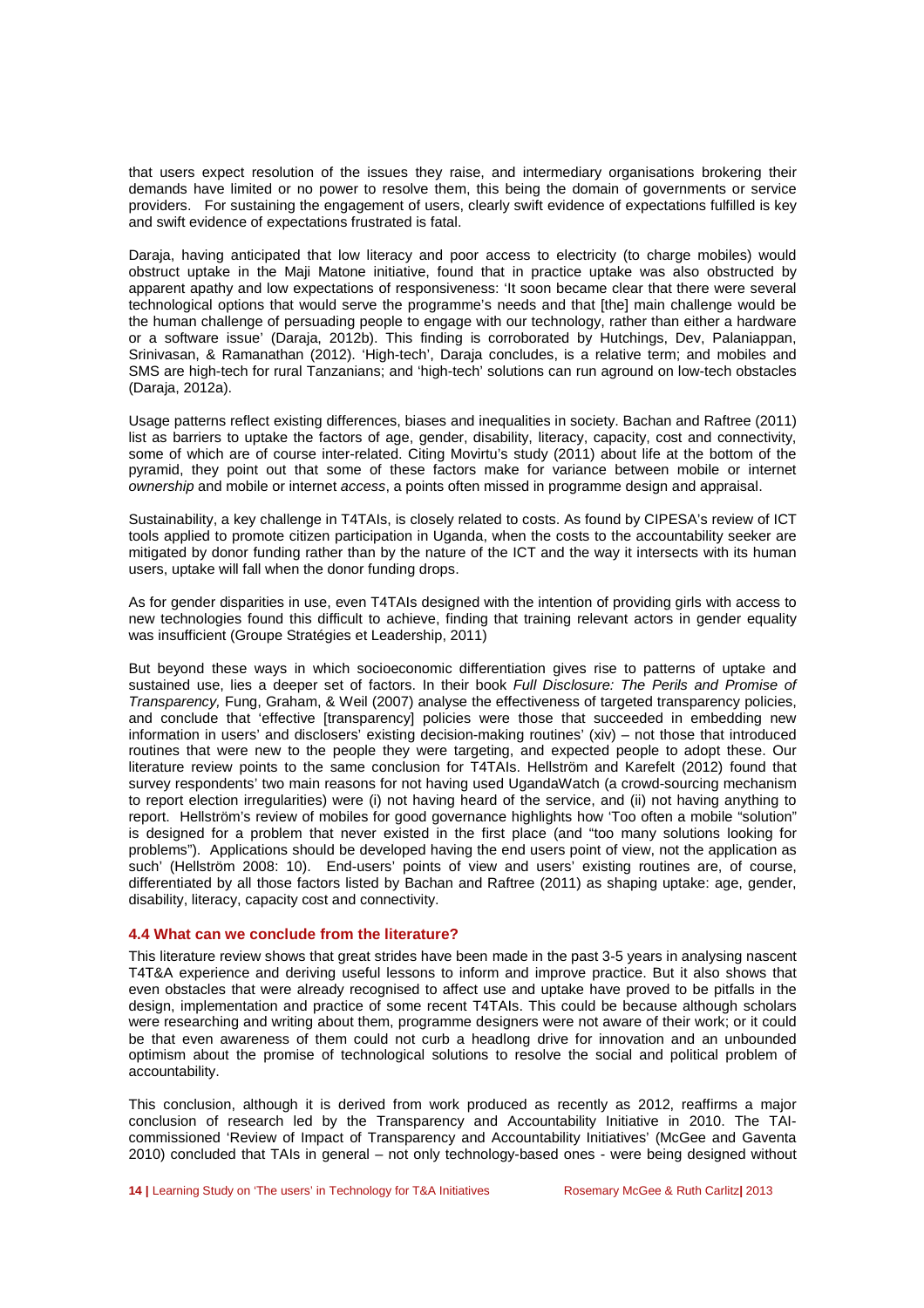that users expect resolution of the issues they raise, and intermediary organisations brokering their demands have limited or no power to resolve them, this being the domain of governments or service providers. For sustaining the engagement of users, clearly swift evidence of expectations fulfilled is key and swift evidence of expectations frustrated is fatal.

Daraja, having anticipated that low literacy and poor access to electricity (to charge mobiles) would obstruct uptake in the Maji Matone initiative, found that in practice uptake was also obstructed by apparent apathy and low expectations of responsiveness: 'It soon became clear that there were several technological options that would serve the programme's needs and that [the] main challenge would be the human challenge of persuading people to engage with our technology, rather than either a hardware or a software issue' (Daraja, 2012b). This finding is corroborated by Hutchings, Dev, Palaniappan, Srinivasan, & Ramanathan (2012). 'High-tech', Daraja concludes, is a relative term; and mobiles and SMS are high-tech for rural Tanzanians; and 'high-tech' solutions can run aground on low-tech obstacles (Daraja, 2012a).

Usage patterns reflect existing differences, biases and inequalities in society. Bachan and Raftree (2011) list as barriers to uptake the factors of age, gender, disability, literacy, capacity, cost and connectivity, some of which are of course inter-related. Citing Movirtu's study (2011) about life at the bottom of the pyramid, they point out that some of these factors make for variance between mobile or internet *ownership* and mobile or internet *access*, a points often missed in programme design and appraisal.

Sustainability, a key challenge in T4TAIs, is closely related to costs. As found by CIPESA's review of ICT tools applied to promote citizen participation in Uganda, when the costs to the accountability seeker are mitigated by donor funding rather than by the nature of the ICT and the way it intersects with its human users, uptake will fall when the donor funding drops.

As for gender disparities in use, even T4TAIs designed with the intention of providing girls with access to new technologies found this difficult to achieve, finding that training relevant actors in gender equality was insufficient (Groupe Stratégies et Leadership, 2011)

But beyond these ways in which socioeconomic differentiation gives rise to patterns of uptake and sustained use, lies a deeper set of factors. In their book *Full Disclosure: The Perils and Promise of Transparency,* Fung, Graham, & Weil (2007) analyse the effectiveness of targeted transparency policies, and conclude that 'effective [transparency] policies were those that succeeded in embedding new information in users' and disclosers' existing decision-making routines' (xiv) – not those that introduced routines that were new to the people they were targeting, and expected people to adopt these. Our literature review points to the same conclusion for T4TAIs. Hellström and Karefelt (2012) found that survey respondents' two main reasons for not having used UgandaWatch (a crowd-sourcing mechanism to report election irregularities) were (i) not having heard of the service, and (ii) not having anything to report. Hellström's review of mobiles for good governance highlights how 'Too often a mobile "solution" is designed for a problem that never existed in the first place (and "too many solutions looking for problems"). Applications should be developed having the end users point of view, not the application as such' (Hellström 2008: 10). End-users' points of view and users' existing routines are, of course, differentiated by all those factors listed by Bachan and Raftree (2011) as shaping uptake: age, gender, disability, literacy, capacity cost and connectivity.

### 4.4 What can we conclude from the literature?

This literature review shows that great strides have been made in the past 3-5 years in analysing nascent T4T&A experience and deriving useful lessons to inform and improve practice. But it also shows that even obstacles that were already recognised to affect use and uptake have proved to be pitfalls in the design, implementation and practice of some recent T4TAIs. This could be because although scholars were researching and writing about them, programme designers were not aware of their work; or it could be that even awareness of them could not curb a headlong drive for innovation and an unbounded optimism about the promise of technological solutions to resolve the social and political problem of accountability.

This conclusion, although it is derived from work produced as recently as 2012, reaffirms a major conclusion of research led by the Transparency and Accountability Initiative in 2010. The TAI-commissioned 'Review of Impact of Transparency and Accountability Initiatives' (McGee and Gaventa 2010) concluded that TAIs in general – not only technology-based ones - were being designed without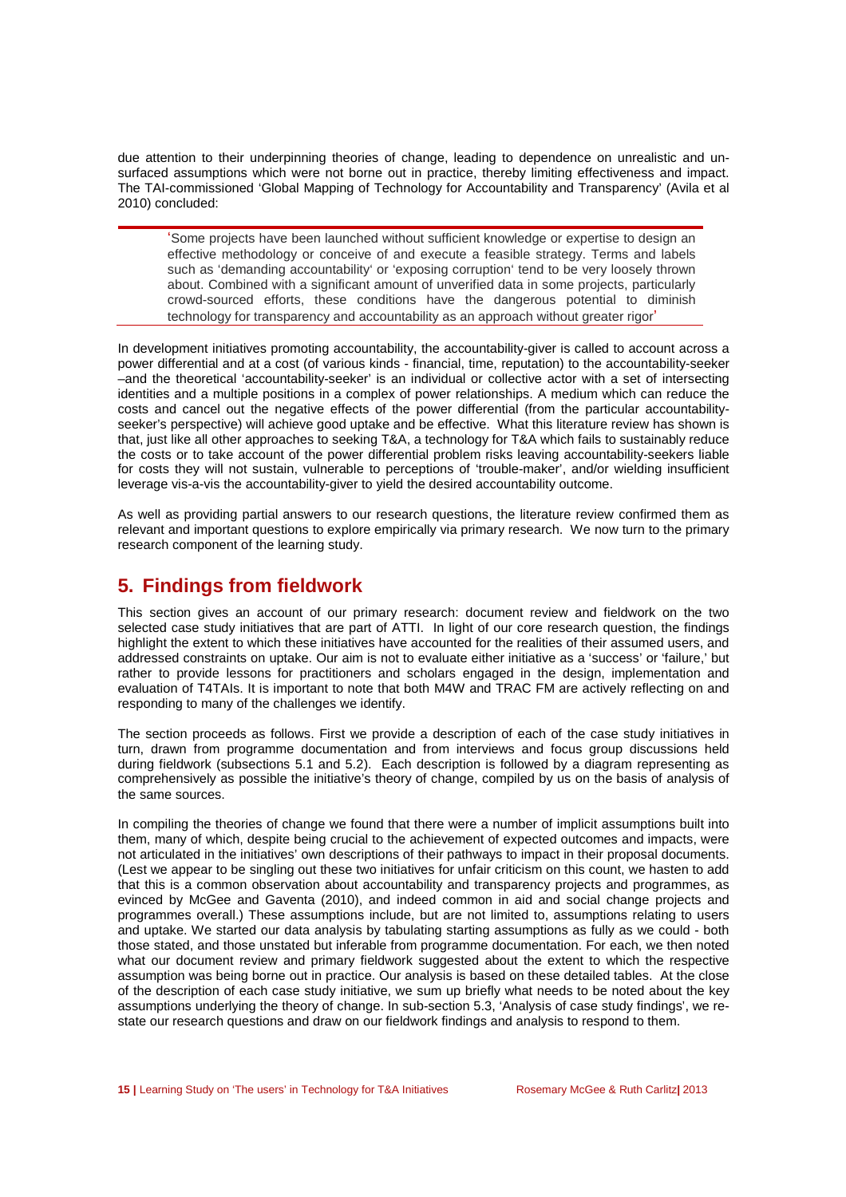due attention to their underpinning theories of change, leading to dependence on unrealistic and un-surfaced assumptions which were not borne out in practice, thereby limiting effectiveness and impact. The TAI-commissioned 'Global Mapping of Technology for Accountability and Transparency' (Avila et al 2010) concluded:

> 'Some projects have been launched without sufficient knowledge or expertise to design an effective methodology or conceive of and execute a feasible strategy. Terms and labels such as 'demanding accountability' or 'exposing corruption' tend to be very loosely thrown about. Combined with a significant amount of unverified data in some projects, particularly crowd-sourced efforts, these conditions have the dangerous potential to diminish technology for transparency and accountability as an approach without greater rigor'

In development initiatives promoting accountability, the accountability-giver is called to account across a power differential and at a cost (of various kinds - financial, time, reputation) to the accountability-seeker –and the theoretical 'accountability-seeker' is an individual or collective actor with a set of intersecting identities and a multiple positions in a complex of power relationships. A medium which can reduce the costs and cancel out the negative effects of the power differential (from the particular accountability-seeker's perspective) will achieve good uptake and be effective. What this literature review has shown is that, just like all other approaches to seeking T&A, a technology for T&A which fails to sustainably reduce the costs or to take account of the power differential problem risks leaving accountability-seekers liable for costs they will not sustain, vulnerable to perceptions of 'trouble-maker', and/or wielding insufficient leverage vis-a-vis the accountability-giver to yield the desired accountability outcome.

As well as providing partial answers to our research questions, the literature review confirmed them as relevant and important questions to explore empirically via primary research. We now turn to the primary research component of the learning study.

## 5. Findings from fieldwork

This section gives an account of our primary research: document review and fieldwork on the two selected case study initiatives that are part of ATTI. In light of our core research question, the findings highlight the extent to which these initiatives have accounted for the realities of their assumed users, and addressed constraints on uptake. Our aim is not to evaluate either initiative as a 'success' or 'failure,' but rather to provide lessons for practitioners and scholars engaged in the design, implementation and evaluation of T4TAIs. It is important to note that both M4W and TRAC FM are actively reflecting on and responding to many of the challenges we identify.

The section proceeds as follows. First we provide a description of each of the case study initiatives in turn, drawn from programme documentation and from interviews and focus group discussions held during fieldwork (subsections 5.1 and 5.2). Each description is followed by a diagram representing as comprehensively as possible the initiative's theory of change, compiled by us on the basis of analysis of the same sources.

In compiling the theories of change we found that there were a number of implicit assumptions built into them, many of which, despite being crucial to the achievement of expected outcomes and impacts, were not articulated in the initiatives' own descriptions of their pathways to impact in their proposal documents. (Lest we appear to be singling out these two initiatives for unfair criticism on this count, we hasten to add that this is a common observation about accountability and transparency projects and programmes, as evinced by McGee and Gaventa (2010), and indeed common in aid and social change projects and programmes overall.) These assumptions include, but are not limited to, assumptions relating to users and uptake. We started our data analysis by tabulating starting assumptions as fully as we could - both those stated, and those unstated but inferable from programme documentation. For each, we then noted what our document review and primary fieldwork suggested about the extent to which the respective assumption was being borne out in practice. Our analysis is based on these detailed tables. At the close of the description of each case study initiative, we sum up briefly what needs to be noted about the key assumptions underlying the theory of change. In sub-section 5.3, 'Analysis of case study findings', we re-state our research questions and draw on our fieldwork findings and analysis to respond to them.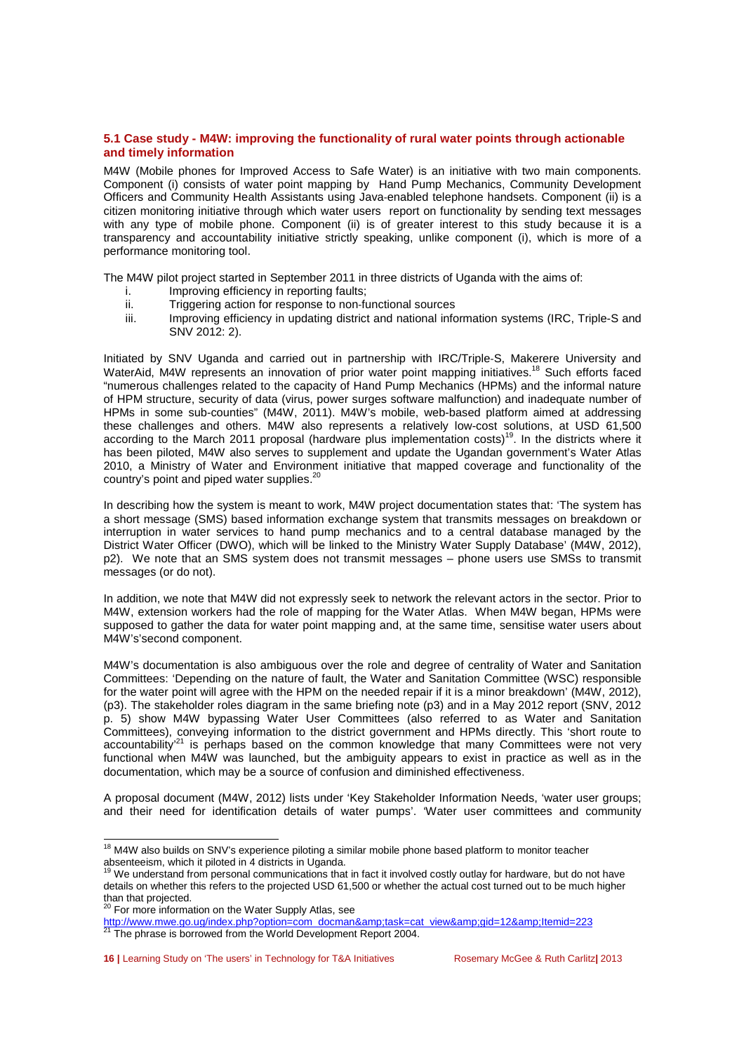### 5.1 Case study - M4W: improving the functionality of rural water points through actionable and timely information

M4W (Mobile phones for Improved Access to Safe Water) is an initiative with two main components. Component (i) consists of water point mapping by Hand Pump Mechanics, Community Development Officers and Community Health Assistants using Java-enabled telephone handsets. Component (ii) is a citizen monitoring initiative through which water users report on functionality by sending text messages with any type of mobile phone. Component (ii) is of greater interest to this study because it is a transparency and accountability initiative strictly speaking, unlike component (i), which is more of a performance monitoring tool.

The M4W pilot project started in September 2011 in three districts of Uganda with the aims of:

i. Improving efficiency in reporting faults;
ii. Triggering action for response to non-functional sources
iii. Improving efficiency in updating district and national information systems (IRC, Triple-S and SNV 2012: 2).

Initiated by SNV Uganda and carried out in partnership with IRC/Triple-S, Makerere University and WaterAid, M4W represents an innovation of prior water point mapping initiatives.[18] Such efforts faced "numerous challenges related to the capacity of Hand Pump Mechanics (HPMs) and the informal nature of HPM structure, security of data (virus, power surges software malfunction) and inadequate number of HPMs in some sub-counties" (M4W, 2011). M4W's mobile, web-based platform aimed at addressing these challenges and others. M4W also represents a relatively low-cost solutions, at USD 61,500 according to the March 2011 proposal (hardware plus implementation costs)[19]. In the districts where it has been piloted, M4W also serves to supplement and update the Ugandan government's Water Atlas 2010, a Ministry of Water and Environment initiative that mapped coverage and functionality of the country's point and piped water supplies.[20]

In describing how the system is meant to work, M4W project documentation states that: 'The system has a short message (SMS) based information exchange system that transmits messages on breakdown or interruption in water services to hand pump mechanics and to a central database managed by the District Water Officer (DWO), which will be linked to the Ministry Water Supply Database' (M4W, 2012), p2). We note that an SMS system does not transmit messages – phone users use SMSs to transmit messages (or do not).

In addition, we note that M4W did not expressly seek to network the relevant actors in the sector. Prior to M4W, extension workers had the role of mapping for the Water Atlas. When M4W began, HPMs were supposed to gather the data for water point mapping and, at the same time, sensitise water users about M4W's'second component.

M4W's documentation is also ambiguous over the role and degree of centrality of Water and Sanitation Committees: 'Depending on the nature of fault, the Water and Sanitation Committee (WSC) responsible for the water point will agree with the HPM on the needed repair if it is a minor breakdown' (M4W, 2012), (p3). The stakeholder roles diagram in the same briefing note (p3) and in a May 2012 report (SNV, 2012 p. 5) show M4W bypassing Water User Committees (also referred to as Water and Sanitation Committees), conveying information to the district government and HPMs directly. This 'short route to accountability'[21] is perhaps based on the common knowledge that many Committees were not very functional when M4W was launched, but the ambiguity appears to exist in practice as well as in the documentation, which may be a source of confusion and diminished effectiveness.

A proposal document (M4W, 2012) lists under 'Key Stakeholder Information Needs, 'water user groups; and their need for identification details of water pumps'. 'Water user committees and community

---

[18] M4W also builds on SNV's experience piloting a similar mobile phone based platform to monitor teacher absenteeism, which it piloted in 4 districts in Uganda.

[19] We understand from personal communications that in fact it involved costly outlay for hardware, but do not have details on whether this refers to the projected USD 61,500 or whether the actual cost turned out to be much higher than that projected.

[20] For more information on the Water Supply Atlas, see http://www.mwe.go.ug/index.php?option=com_docman&amp;task=cat_view&amp;gid=12&amp;Itemid=223

[21] The phrase is borrowed from the World Development Report 2004.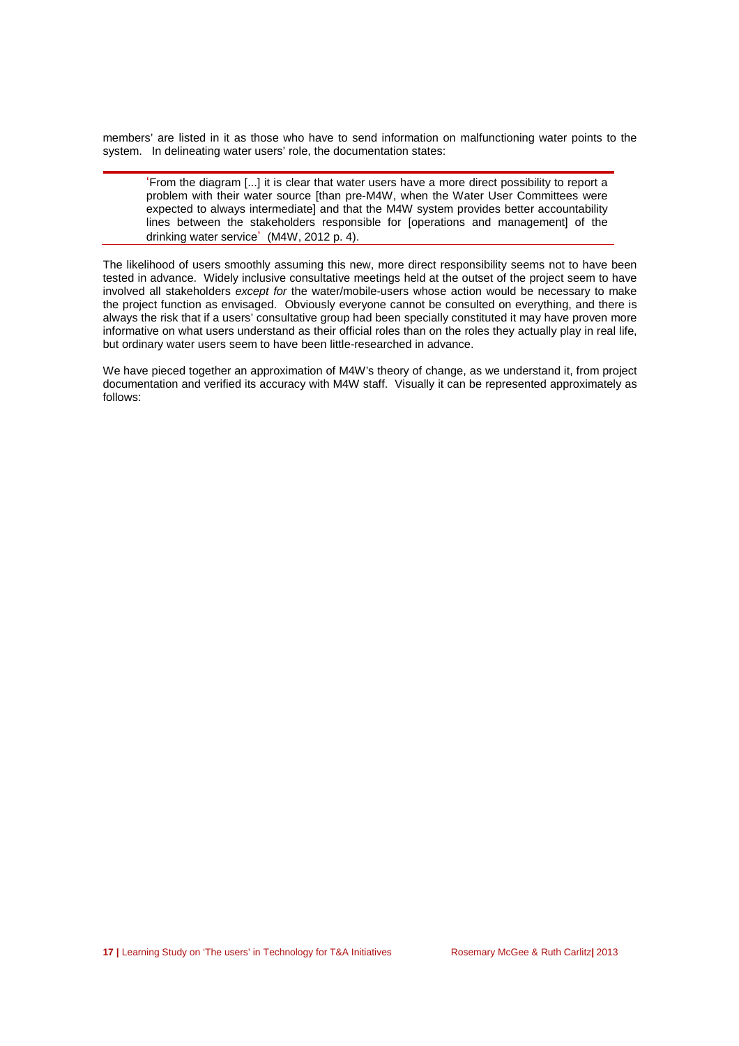members' are listed in it as those who have to send information on malfunctioning water points to the system. In delineating water users' role, the documentation states:

> 'From the diagram [...] it is clear that water users have a more direct possibility to report a problem with their water source [than pre-M4W, when the Water User Committees were expected to always intermediate] and that the M4W system provides better accountability lines between the stakeholders responsible for [operations and management] of the drinking water service' (M4W, 2012 p. 4).

The likelihood of users smoothly assuming this new, more direct responsibility seems not to have been tested in advance. Widely inclusive consultative meetings held at the outset of the project seem to have involved all stakeholders *except for* the water/mobile-users whose action would be necessary to make the project function as envisaged. Obviously everyone cannot be consulted on everything, and there is always the risk that if a users' consultative group had been specially constituted it may have proven more informative on what users understand as their official roles than on the roles they actually play in real life, but ordinary water users seem to have been little-researched in advance.

We have pieced together an approximation of M4W's theory of change, as we understand it, from project documentation and verified its accuracy with M4W staff. Visually it can be represented approximately as follows: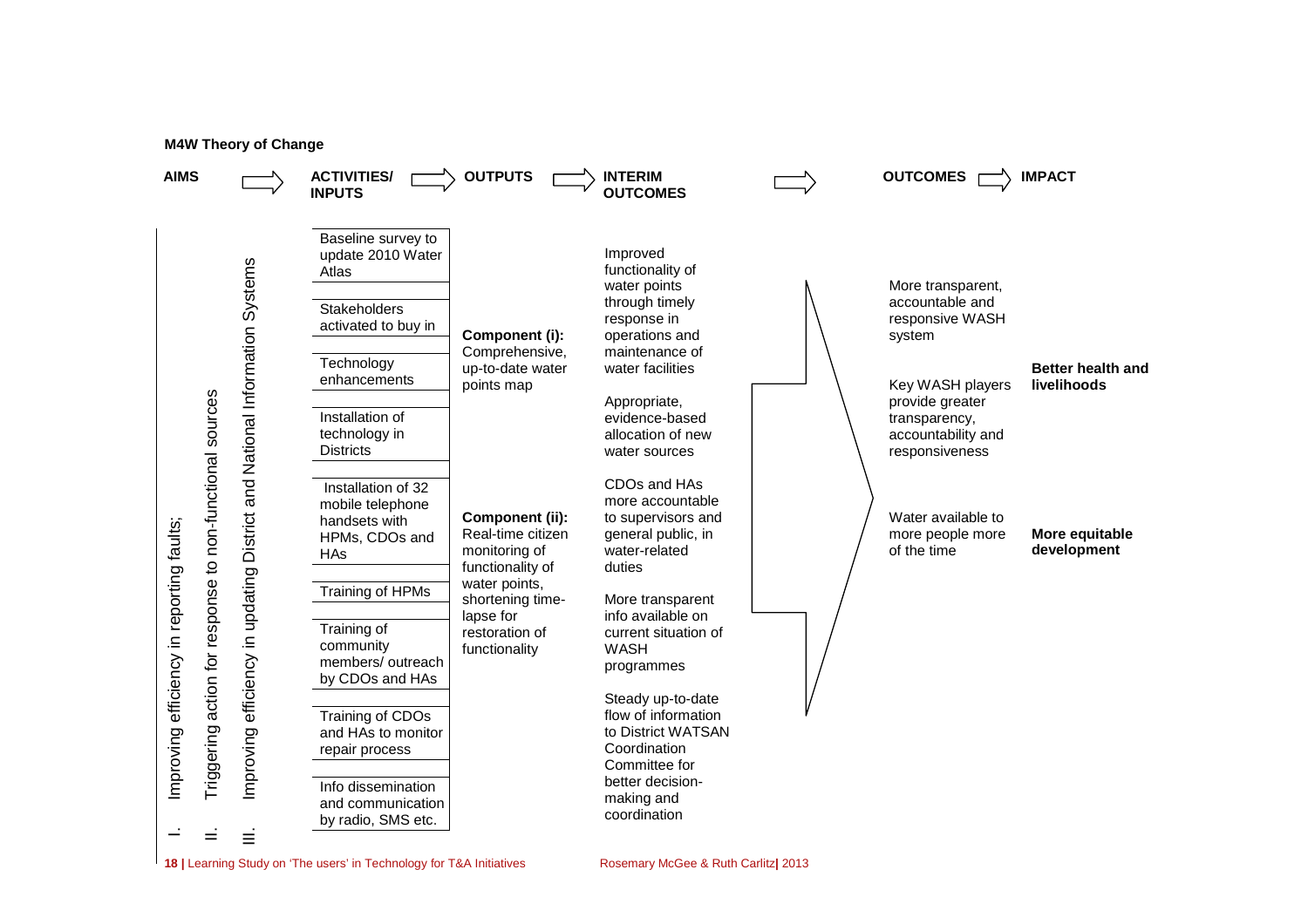**M4W Theory of Change**

**AIMS** ⇨ **ACTIVITIES/ INPUTS** ⇨ **OUTPUTS** ⇨ **INTERIM OUTCOMES** ⇨ **OUTCOMES** ⇨ **IMPACT**

**AIMS**

I. Improving efficiency in reporting faults;
II. Triggering action for response to non-functional sources
III. Improving efficiency in updating District and National Information Systems

**ACTIVITIES/ INPUTS**

- Baseline survey to update 2010 Water Atlas
- Stakeholders activated to buy in
- Technology enhancements
- Installation of technology in Districts
- Installation of 32 mobile telephone handsets with HPMs, CDOs and HAs
- Training of HPMs
- Training of community members/ outreach by CDOs and HAs
- Training of CDOs and HAs to monitor repair process
- Info dissemination and communication by radio, SMS etc.

**OUTPUTS**

- **Component (i):** Comprehensive, up-to-date water points map
- **Component (ii):** Real-time citizen monitoring of functionality of water points, shortening time-lapse for restoration of functionality

**INTERIM OUTCOMES**

- Improved functionality of water points through timely response in operations and maintenance of water facilities
- Appropriate, evidence-based allocation of new water sources
- CDOs and HAs more accountable to supervisors and general public, in water-related duties
- More transparent info available on current situation of WASH programmes
- Steady up-to-date flow of information to District WATSAN Coordination Committee for better decision-making and coordination

**OUTCOMES**

- More transparent, accountable and responsive WASH system
- Key WASH players provide greater transparency, accountability and responsiveness
- Water available to more people more of the time

**IMPACT**

- **Better health and livelihoods**
- **More equitable development**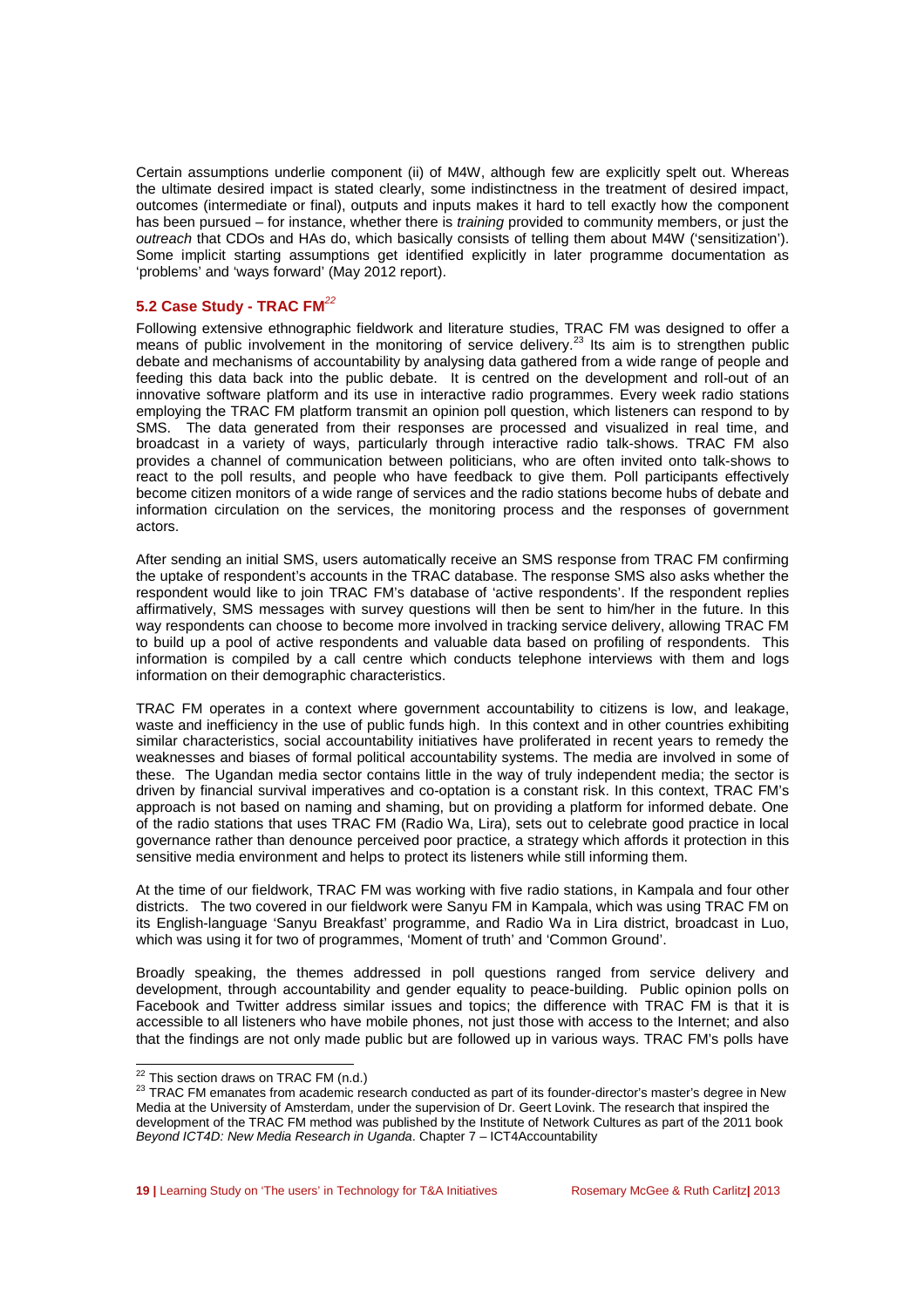Certain assumptions underlie component (ii) of M4W, although few are explicitly spelt out. Whereas the ultimate desired impact is stated clearly, some indistinctness in the treatment of desired impact, outcomes (intermediate or final), outputs and inputs makes it hard to tell exactly how the component has been pursued – for instance, whether there is *training* provided to community members, or just the *outreach* that CDOs and HAs do, which basically consists of telling them about M4W ('sensitization'). Some implicit starting assumptions get identified explicitly in later programme documentation as 'problems' and 'ways forward' (May 2012 report).

### 5.2 Case Study - TRAC FM[22]

Following extensive ethnographic fieldwork and literature studies, TRAC FM was designed to offer a means of public involvement in the monitoring of service delivery.[23] Its aim is to strengthen public debate and mechanisms of accountability by analysing data gathered from a wide range of people and feeding this data back into the public debate. It is centred on the development and roll-out of an innovative software platform and its use in interactive radio programmes. Every week radio stations employing the TRAC FM platform transmit an opinion poll question, which listeners can respond to by SMS. The data generated from their responses are processed and visualized in real time, and broadcast in a variety of ways, particularly through interactive radio talk-shows. TRAC FM also provides a channel of communication between politicians, who are often invited onto talk-shows to react to the poll results, and people who have feedback to give them. Poll participants effectively become citizen monitors of a wide range of services and the radio stations become hubs of debate and information circulation on the services, the monitoring process and the responses of government actors.

After sending an initial SMS, users automatically receive an SMS response from TRAC FM confirming the uptake of respondent's accounts in the TRAC database. The response SMS also asks whether the respondent would like to join TRAC FM's database of 'active respondents'. If the respondent replies affirmatively, SMS messages with survey questions will then be sent to him/her in the future. In this way respondents can choose to become more involved in tracking service delivery, allowing TRAC FM to build up a pool of active respondents and valuable data based on profiling of respondents. This information is compiled by a call centre which conducts telephone interviews with them and logs information on their demographic characteristics.

TRAC FM operates in a context where government accountability to citizens is low, and leakage, waste and inefficiency in the use of public funds high. In this context and in other countries exhibiting similar characteristics, social accountability initiatives have proliferated in recent years to remedy the weaknesses and biases of formal political accountability systems. The media are involved in some of these. The Ugandan media sector contains little in the way of truly independent media; the sector is driven by financial survival imperatives and co-optation is a constant risk. In this context, TRAC FM's approach is not based on naming and shaming, but on providing a platform for informed debate. One of the radio stations that uses TRAC FM (Radio Wa, Lira), sets out to celebrate good practice in local governance rather than denounce perceived poor practice, a strategy which affords it protection in this sensitive media environment and helps to protect its listeners while still informing them.

At the time of our fieldwork, TRAC FM was working with five radio stations, in Kampala and four other districts. The two covered in our fieldwork were Sanyu FM in Kampala, which was using TRAC FM on its English-language 'Sanyu Breakfast' programme, and Radio Wa in Lira district, broadcast in Luo, which was using it for two of programmes, 'Moment of truth' and 'Common Ground'.

Broadly speaking, the themes addressed in poll questions ranged from service delivery and development, through accountability and gender equality to peace-building. Public opinion polls on Facebook and Twitter address similar issues and topics; the difference with TRAC FM is that it is accessible to all listeners who have mobile phones, not just those with access to the Internet; and also that the findings are not only made public but are followed up in various ways. TRAC FM's polls have

---

[22] This section draws on TRAC FM (n.d.)

[23] TRAC FM emanates from academic research conducted as part of its founder-director's master's degree in New Media at the University of Amsterdam, under the supervision of Dr. Geert Lovink. The research that inspired the development of the TRAC FM method was published by the Institute of Network Cultures as part of the 2011 book *Beyond ICT4D: New Media Research in Uganda*. Chapter 7 – ICT4Accountability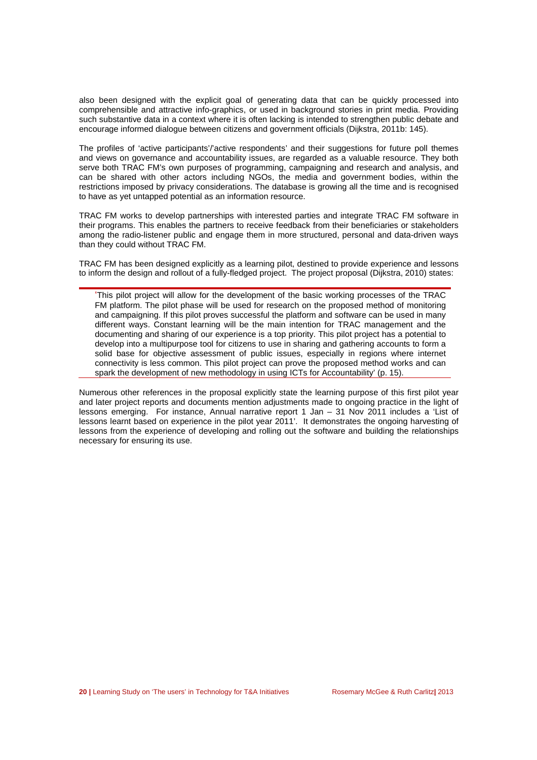also been designed with the explicit goal of generating data that can be quickly processed into comprehensible and attractive info-graphics, or used in background stories in print media. Providing such substantive data in a context where it is often lacking is intended to strengthen public debate and encourage informed dialogue between citizens and government officials (Dijkstra, 2011b: 145).

The profiles of 'active participants'/'active respondents' and their suggestions for future poll themes and views on governance and accountability issues, are regarded as a valuable resource. They both serve both TRAC FM's own purposes of programming, campaigning and research and analysis, and can be shared with other actors including NGOs, the media and government bodies, within the restrictions imposed by privacy considerations. The database is growing all the time and is recognised to have as yet untapped potential as an information resource.

TRAC FM works to develop partnerships with interested parties and integrate TRAC FM software in their programs. This enables the partners to receive feedback from their beneficiaries or stakeholders among the radio-listener public and engage them in more structured, personal and data-driven ways than they could without TRAC FM.

TRAC FM has been designed explicitly as a learning pilot, destined to provide experience and lessons to inform the design and rollout of a fully-fledged project. The project proposal (Dijkstra, 2010) states:

> 'This pilot project will allow for the development of the basic working processes of the TRAC FM platform. The pilot phase will be used for research on the proposed method of monitoring and campaigning. If this pilot proves successful the platform and software can be used in many different ways. Constant learning will be the main intention for TRAC management and the documenting and sharing of our experience is a top priority. This pilot project has a potential to develop into a multipurpose tool for citizens to use in sharing and gathering accounts to form a solid base for objective assessment of public issues, especially in regions where internet connectivity is less common. This pilot project can prove the proposed method works and can spark the development of new methodology in using ICTs for Accountability' (p. 15).

Numerous other references in the proposal explicitly state the learning purpose of this first pilot year and later project reports and documents mention adjustments made to ongoing practice in the light of lessons emerging. For instance, Annual narrative report 1 Jan – 31 Nov 2011 includes a 'List of lessons learnt based on experience in the pilot year 2011'. It demonstrates the ongoing harvesting of lessons from the experience of developing and rolling out the software and building the relationships necessary for ensuring its use.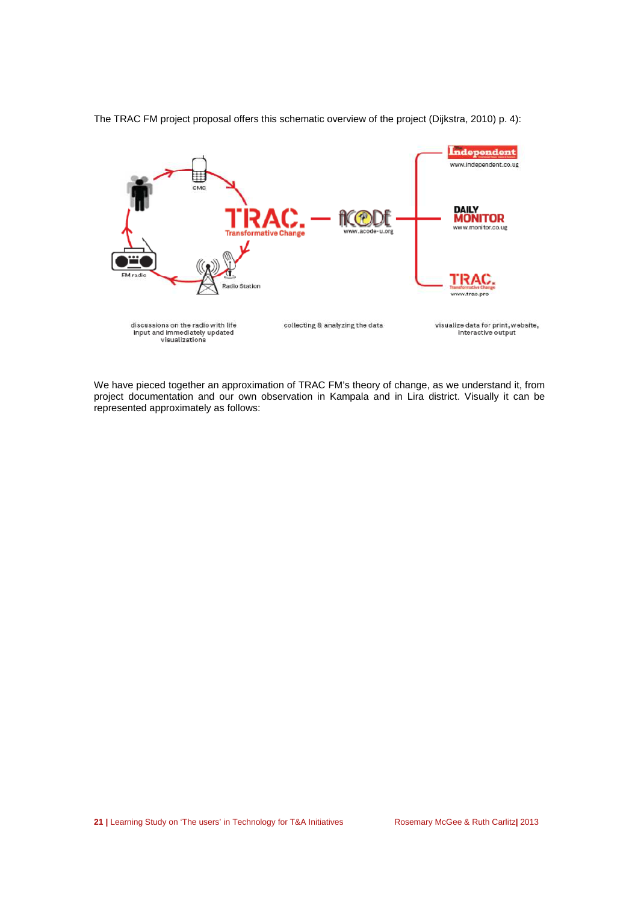The TRAC FM project proposal offers this schematic overview of the project (Dijkstra, 2010) p. 4):

SMS

TRAC. Transformative Change

www.acode-u.org

Independent www.independent.co.ug

DAILY MONITOR www.monitor.co.ug

TRAC. Transformative Change www.trac.pro

FM radio

Radio Station

discussions on the radio with life input and immediately updated visualizations

collecting & analyzing the data

visualize data for print, website, interactive output

We have pieced together an approximation of TRAC FM's theory of change, as we understand it, from project documentation and our own observation in Kampala and in Lira district. Visually it can be represented approximately as follows: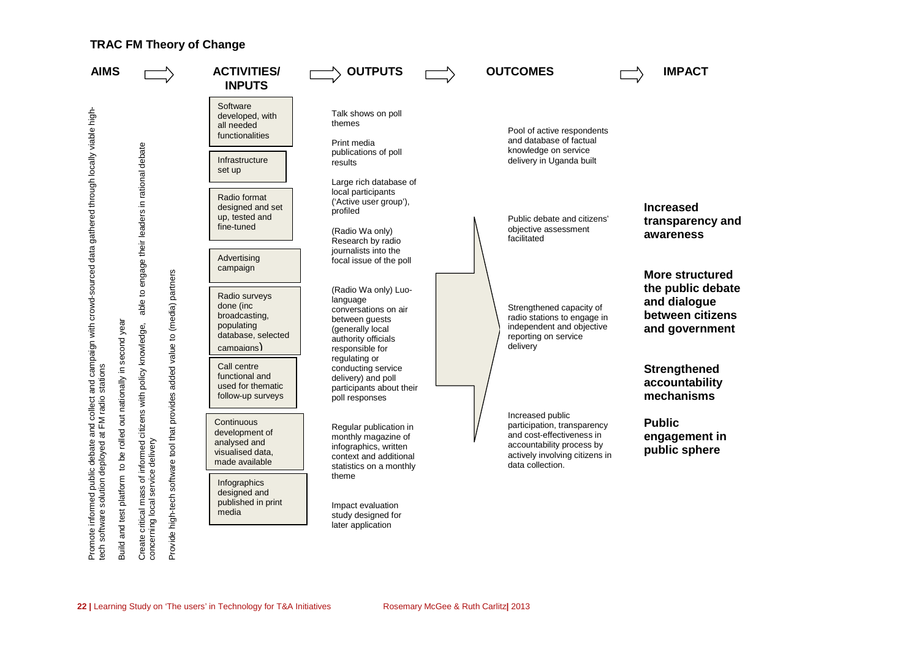## TRAC FM Theory of Change

### AIMS

- Promote informed public debate and collect and campaign with crowd-sourced data gathered through locally viable high-tech software solution deployed at FM radio stations
- Build and test platform to be rolled out nationally in second year
- Create critical mass of informed citizens with policy knowledge, able to engage their leaders in rational debate concerning local service delivery
- Provide high-tech software tool that provides added value to (media) partners

### ACTIVITIES/ INPUTS

- Software developed, with all needed functionalities
- Infrastructure set up
- Radio format designed and set up, tested and fine-tuned
- Advertising campaign
- Radio surveys done (inc broadcasting, populating database, selected campaigns)
- Call centre functional and used for thematic follow-up surveys
- Continuous development of analysed and visualised data, made available
- Infographics designed and published in print media

### OUTPUTS

- Talk shows on poll themes
- Print media publications of poll results
- Large rich database of local participants ('Active user group'), profiled
- (Radio Wa only) Research by radio journalists into the focal issue of the poll
- (Radio Wa only) Luo-language conversations on air between guests (generally local authority officials responsible for regulating or conducting service delivery) and poll participants about their poll responses
- Regular publication in monthly magazine of infographics, written context and additional statistics on a monthly theme
- Impact evaluation study designed for later application

### OUTCOMES

- Pool of active respondents and database of factual knowledge on service delivery in Uganda built
- Public debate and citizens' objective assessment facilitated
- Strengthened capacity of radio stations to engage in independent and objective reporting on service delivery
- Increased public participation, transparency and cost-effectiveness in accountability process by actively involving citizens in data collection.

### IMPACT

- **Increased transparency and awareness**
- **More structured the public debate and dialogue between citizens and government**
- **Strengthened accountability mechanisms**
- **Public engagement in public sphere**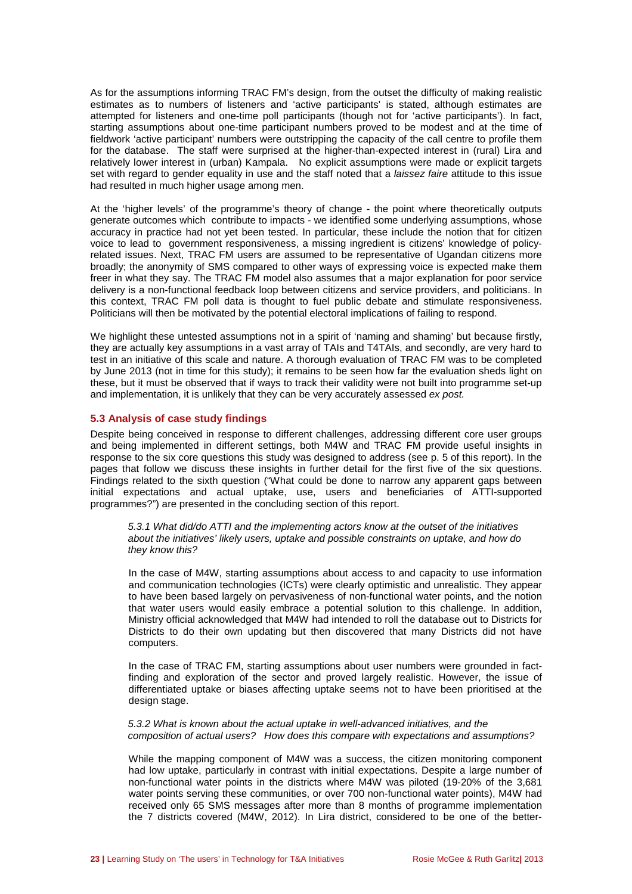As for the assumptions informing TRAC FM's design, from the outset the difficulty of making realistic estimates as to numbers of listeners and 'active participants' is stated, although estimates are attempted for listeners and one-time poll participants (though not for 'active participants'). In fact, starting assumptions about one-time participant numbers proved to be modest and at the time of fieldwork 'active participant' numbers were outstripping the capacity of the call centre to profile them for the database. The staff were surprised at the higher-than-expected interest in (rural) Lira and relatively lower interest in (urban) Kampala. No explicit assumptions were made or explicit targets set with regard to gender equality in use and the staff noted that a *laissez faire* attitude to this issue had resulted in much higher usage among men.

At the 'higher levels' of the programme's theory of change - the point where theoretically outputs generate outcomes which contribute to impacts - we identified some underlying assumptions, whose accuracy in practice had not yet been tested. In particular, these include the notion that for citizen voice to lead to government responsiveness, a missing ingredient is citizens' knowledge of policy-related issues. Next, TRAC FM users are assumed to be representative of Ugandan citizens more broadly; the anonymity of SMS compared to other ways of expressing voice is expected make them freer in what they say. The TRAC FM model also assumes that a major explanation for poor service delivery is a non-functional feedback loop between citizens and service providers, and politicians. In this context, TRAC FM poll data is thought to fuel public debate and stimulate responsiveness. Politicians will then be motivated by the potential electoral implications of failing to respond.

We highlight these untested assumptions not in a spirit of 'naming and shaming' but because firstly, they are actually key assumptions in a vast array of TAIs and T4TAIs, and secondly, are very hard to test in an initiative of this scale and nature. A thorough evaluation of TRAC FM was to be completed by June 2013 (not in time for this study); it remains to be seen how far the evaluation sheds light on these, but it must be observed that if ways to track their validity were not built into programme set-up and implementation, it is unlikely that they can be very accurately assessed *ex post.*

### 5.3 Analysis of case study findings

Despite being conceived in response to different challenges, addressing different core user groups and being implemented in different settings, both M4W and TRAC FM provide useful insights in response to the six core questions this study was designed to address (see p. 5 of this report). In the pages that follow we discuss these insights in further detail for the first five of the six questions. Findings related to the sixth question ("What could be done to narrow any apparent gaps between initial expectations and actual uptake, use, users and beneficiaries of ATTI-supported programmes?") are presented in the concluding section of this report.

#### *5.3.1 What did/do ATTI and the implementing actors know at the outset of the initiatives about the initiatives' likely users, uptake and possible constraints on uptake, and how do they know this?*

In the case of M4W, starting assumptions about access to and capacity to use information and communication technologies (ICTs) were clearly optimistic and unrealistic. They appear to have been based largely on pervasiveness of non-functional water points, and the notion that water users would easily embrace a potential solution to this challenge. In addition, Ministry official acknowledged that M4W had intended to roll the database out to Districts for Districts to do their own updating but then discovered that many Districts did not have computers.

In the case of TRAC FM, starting assumptions about user numbers were grounded in fact-finding and exploration of the sector and proved largely realistic. However, the issue of differentiated uptake or biases affecting uptake seems not to have been prioritised at the design stage.

#### *5.3.2 What is known about the actual uptake in well-advanced initiatives, and the composition of actual users? How does this compare with expectations and assumptions?*

While the mapping component of M4W was a success, the citizen monitoring component had low uptake, particularly in contrast with initial expectations. Despite a large number of non-functional water points in the districts where M4W was piloted (19-20% of the 3,681 water points serving these communities, or over 700 non-functional water points), M4W had received only 65 SMS messages after more than 8 months of programme implementation the 7 districts covered (M4W, 2012). In Lira district, considered to be one of the better-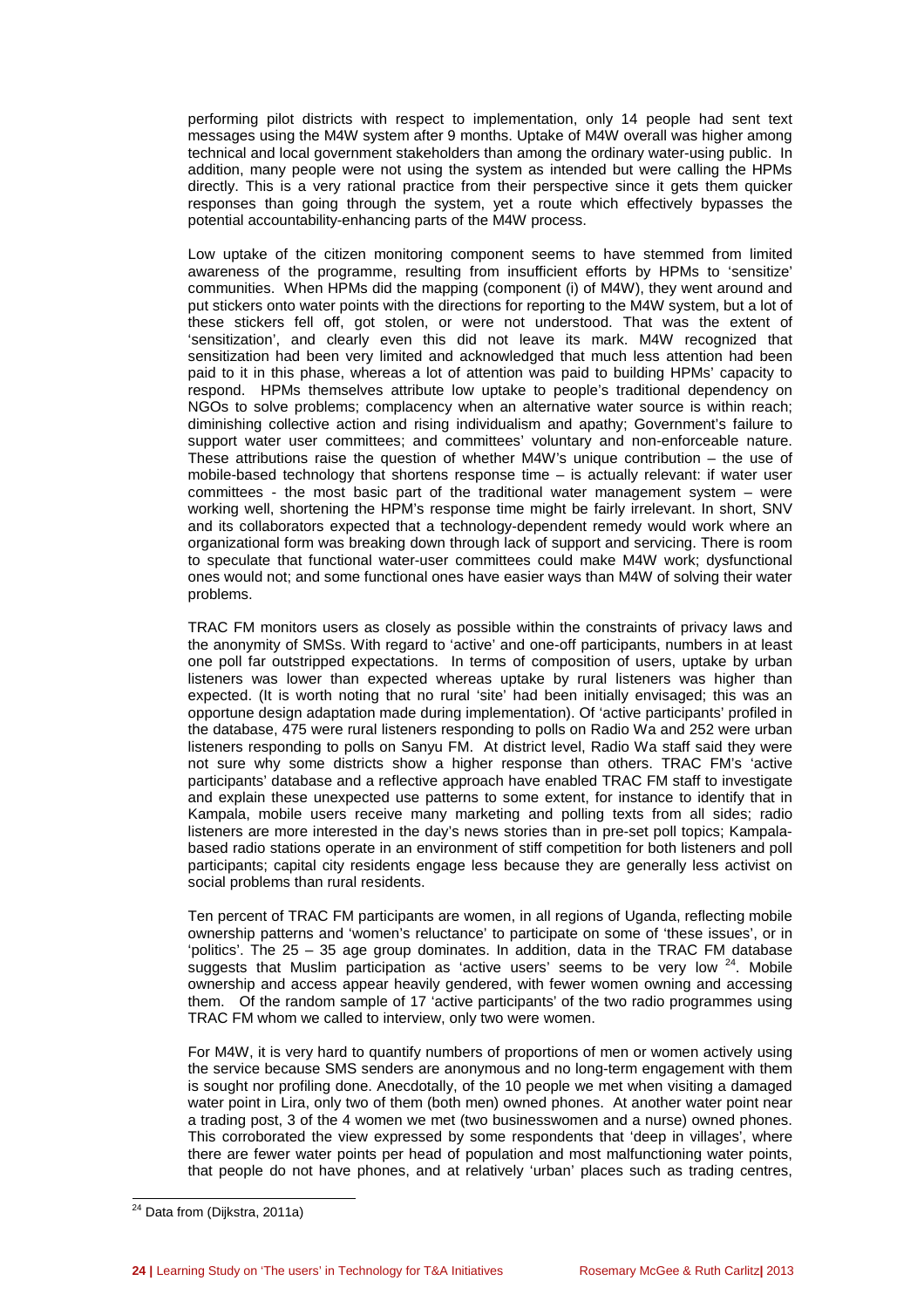performing pilot districts with respect to implementation, only 14 people had sent text messages using the M4W system after 9 months. Uptake of M4W overall was higher among technical and local government stakeholders than among the ordinary water-using public. In addition, many people were not using the system as intended but were calling the HPMs directly. This is a very rational practice from their perspective since it gets them quicker responses than going through the system, yet a route which effectively bypasses the potential accountability-enhancing parts of the M4W process.

Low uptake of the citizen monitoring component seems to have stemmed from limited awareness of the programme, resulting from insufficient efforts by HPMs to 'sensitize' communities. When HPMs did the mapping (component (i) of M4W), they went around and put stickers onto water points with the directions for reporting to the M4W system, but a lot of these stickers fell off, got stolen, or were not understood. That was the extent of 'sensitization', and clearly even this did not leave its mark. M4W recognized that sensitization had been very limited and acknowledged that much less attention had been paid to it in this phase, whereas a lot of attention was paid to building HPMs' capacity to respond. HPMs themselves attribute low uptake to people's traditional dependency on NGOs to solve problems; complacency when an alternative water source is within reach; diminishing collective action and rising individualism and apathy; Government's failure to support water user committees; and committees' voluntary and non-enforceable nature. These attributions raise the question of whether M4W's unique contribution – the use of mobile-based technology that shortens response time – is actually relevant: if water user committees - the most basic part of the traditional water management system – were working well, shortening the HPM's response time might be fairly irrelevant. In short, SNV and its collaborators expected that a technology-dependent remedy would work where an organizational form was breaking down through lack of support and servicing. There is room to speculate that functional water-user committees could make M4W work; dysfunctional ones would not; and some functional ones have easier ways than M4W of solving their water problems.

TRAC FM monitors users as closely as possible within the constraints of privacy laws and the anonymity of SMSs. With regard to 'active' and one-off participants, numbers in at least one poll far outstripped expectations. In terms of composition of users, uptake by urban listeners was lower than expected whereas uptake by rural listeners was higher than expected. (It is worth noting that no rural 'site' had been initially envisaged; this was an opportune design adaptation made during implementation). Of 'active participants' profiled in the database, 475 were rural listeners responding to polls on Radio Wa and 252 were urban listeners responding to polls on Sanyu FM. At district level, Radio Wa staff said they were not sure why some districts show a higher response than others. TRAC FM's 'active participants' database and a reflective approach have enabled TRAC FM staff to investigate and explain these unexpected use patterns to some extent, for instance to identify that in Kampala, mobile users receive many marketing and polling texts from all sides; radio listeners are more interested in the day's news stories than in pre-set poll topics; Kampala-based radio stations operate in an environment of stiff competition for both listeners and poll participants; capital city residents engage less because they are generally less activist on social problems than rural residents.

Ten percent of TRAC FM participants are women, in all regions of Uganda, reflecting mobile ownership patterns and 'women's reluctance' to participate on some of 'these issues', or in 'politics'. The 25 – 35 age group dominates. In addition, data in the TRAC FM database suggests that Muslim participation as 'active users' seems to be very low [24]. Mobile ownership and access appear heavily gendered, with fewer women owning and accessing them. Of the random sample of 17 'active participants' of the two radio programmes using TRAC FM whom we called to interview, only two were women.

For M4W, it is very hard to quantify numbers of proportions of men or women actively using the service because SMS senders are anonymous and no long-term engagement with them is sought nor profiling done. Anecdotally, of the 10 people we met when visiting a damaged water point in Lira, only two of them (both men) owned phones. At another water point near a trading post, 3 of the 4 women we met (two businesswomen and a nurse) owned phones. This corroborated the view expressed by some respondents that 'deep in villages', where there are fewer water points per head of population and most malfunctioning water points, that people do not have phones, and at relatively 'urban' places such as trading centres,

[24] Data from (Dijkstra, 2011a)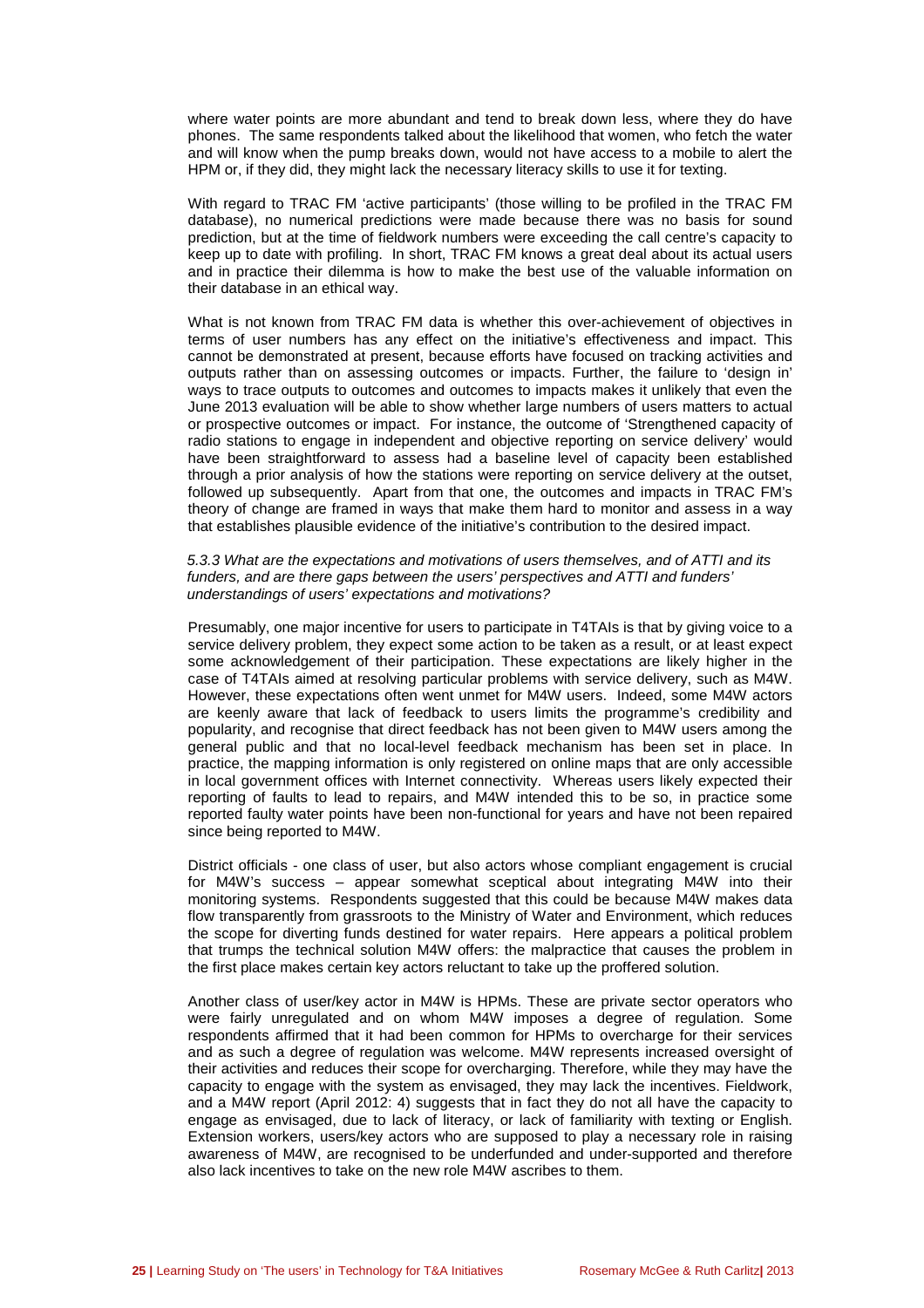where water points are more abundant and tend to break down less, where they do have phones. The same respondents talked about the likelihood that women, who fetch the water and will know when the pump breaks down, would not have access to a mobile to alert the HPM or, if they did, they might lack the necessary literacy skills to use it for texting.

With regard to TRAC FM 'active participants' (those willing to be profiled in the TRAC FM database), no numerical predictions were made because there was no basis for sound prediction, but at the time of fieldwork numbers were exceeding the call centre's capacity to keep up to date with profiling. In short, TRAC FM knows a great deal about its actual users and in practice their dilemma is how to make the best use of the valuable information on their database in an ethical way.

What is not known from TRAC FM data is whether this over-achievement of objectives in terms of user numbers has any effect on the initiative's effectiveness and impact. This cannot be demonstrated at present, because efforts have focused on tracking activities and outputs rather than on assessing outcomes or impacts. Further, the failure to 'design in' ways to trace outputs to outcomes and outcomes to impacts makes it unlikely that even the June 2013 evaluation will be able to show whether large numbers of users matters to actual or prospective outcomes or impact. For instance, the outcome of 'Strengthened capacity of radio stations to engage in independent and objective reporting on service delivery' would have been straightforward to assess had a baseline level of capacity been established through a prior analysis of how the stations were reporting on service delivery at the outset, followed up subsequently. Apart from that one, the outcomes and impacts in TRAC FM's theory of change are framed in ways that make them hard to monitor and assess in a way that establishes plausible evidence of the initiative's contribution to the desired impact.

#### *5.3.3 What are the expectations and motivations of users themselves, and of ATTI and its funders, and are there gaps between the users' perspectives and ATTI and funders' understandings of users' expectations and motivations?*

Presumably, one major incentive for users to participate in T4TAIs is that by giving voice to a service delivery problem, they expect some action to be taken as a result, or at least expect some acknowledgement of their participation. These expectations are likely higher in the case of T4TAIs aimed at resolving particular problems with service delivery, such as M4W. However, these expectations often went unmet for M4W users. Indeed, some M4W actors are keenly aware that lack of feedback to users limits the programme's credibility and popularity, and recognise that direct feedback has not been given to M4W users among the general public and that no local-level feedback mechanism has been set in place. In practice, the mapping information is only registered on online maps that are only accessible in local government offices with Internet connectivity. Whereas users likely expected their reporting of faults to lead to repairs, and M4W intended this to be so, in practice some reported faulty water points have been non-functional for years and have not been repaired since being reported to M4W.

District officials - one class of user, but also actors whose compliant engagement is crucial for M4W's success – appear somewhat sceptical about integrating M4W into their monitoring systems. Respondents suggested that this could be because M4W makes data flow transparently from grassroots to the Ministry of Water and Environment, which reduces the scope for diverting funds destined for water repairs. Here appears a political problem that trumps the technical solution M4W offers: the malpractice that causes the problem in the first place makes certain key actors reluctant to take up the proffered solution.

Another class of user/key actor in M4W is HPMs. These are private sector operators who were fairly unregulated and on whom M4W imposes a degree of regulation. Some respondents affirmed that it had been common for HPMs to overcharge for their services and as such a degree of regulation was welcome. M4W represents increased oversight of their activities and reduces their scope for overcharging. Therefore, while they may have the capacity to engage with the system as envisaged, they may lack the incentives. Fieldwork, and a M4W report (April 2012: 4) suggests that in fact they do not all have the capacity to engage as envisaged, due to lack of literacy, or lack of familiarity with texting or English. Extension workers, users/key actors who are supposed to play a necessary role in raising awareness of M4W, are recognised to be underfunded and under-supported and therefore also lack incentives to take on the new role M4W ascribes to them.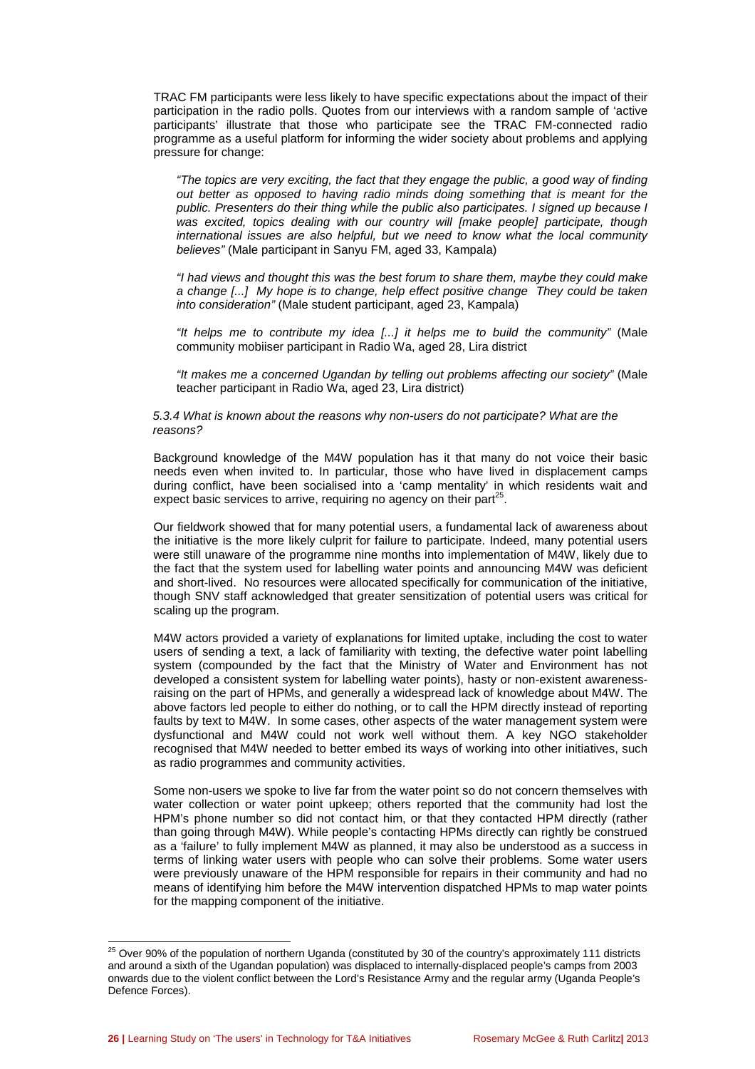TRAC FM participants were less likely to have specific expectations about the impact of their participation in the radio polls. Quotes from our interviews with a random sample of 'active participants' illustrate that those who participate see the TRAC FM-connected radio programme as a useful platform for informing the wider society about problems and applying pressure for change:

> *"The topics are very exciting, the fact that they engage the public, a good way of finding out better as opposed to having radio minds doing something that is meant for the public. Presenters do their thing while the public also participates. I signed up because I was excited, topics dealing with our country will [make people] participate, though international issues are also helpful, but we need to know what the local community believes"* (Male participant in Sanyu FM, aged 33, Kampala)

> *"I had views and thought this was the best forum to share them, maybe they could make a change [...] My hope is to change, help effect positive change They could be taken into consideration"* (Male student participant, aged 23, Kampala)

> *"It helps me to contribute my idea [...] it helps me to build the community"* (Male community mobiiser participant in Radio Wa, aged 28, Lira district

> *"It makes me a concerned Ugandan by telling out problems affecting our society"* (Male teacher participant in Radio Wa, aged 23, Lira district)

*5.3.4 What is known about the reasons why non-users do not participate? What are the reasons?*

Background knowledge of the M4W population has it that many do not voice their basic needs even when invited to. In particular, those who have lived in displacement camps during conflict, have been socialised into a 'camp mentality' in which residents wait and expect basic services to arrive, requiring no agency on their part[25].

Our fieldwork showed that for many potential users, a fundamental lack of awareness about the initiative is the more likely culprit for failure to participate. Indeed, many potential users were still unaware of the programme nine months into implementation of M4W, likely due to the fact that the system used for labelling water points and announcing M4W was deficient and short-lived. No resources were allocated specifically for communication of the initiative, though SNV staff acknowledged that greater sensitization of potential users was critical for scaling up the program.

M4W actors provided a variety of explanations for limited uptake, including the cost to water users of sending a text, a lack of familiarity with texting, the defective water point labelling system (compounded by the fact that the Ministry of Water and Environment has not developed a consistent system for labelling water points), hasty or non-existent awareness-raising on the part of HPMs, and generally a widespread lack of knowledge about M4W. The above factors led people to either do nothing, or to call the HPM directly instead of reporting faults by text to M4W. In some cases, other aspects of the water management system were dysfunctional and M4W could not work well without them. A key NGO stakeholder recognised that M4W needed to better embed its ways of working into other initiatives, such as radio programmes and community activities.

Some non-users we spoke to live far from the water point so do not concern themselves with water collection or water point upkeep; others reported that the community had lost the HPM's phone number so did not contact him, or that they contacted HPM directly (rather than going through M4W). While people's contacting HPMs directly can rightly be construed as a 'failure' to fully implement M4W as planned, it may also be understood as a success in terms of linking water users with people who can solve their problems. Some water users were previously unaware of the HPM responsible for repairs in their community and had no means of identifying him before the M4W intervention dispatched HPMs to map water points for the mapping component of the initiative.

---

[25] Over 90% of the population of northern Uganda (constituted by 30 of the country's approximately 111 districts and around a sixth of the Ugandan population) was displaced to internally-displaced people's camps from 2003 onwards due to the violent conflict between the Lord's Resistance Army and the regular army (Uganda People's Defence Forces).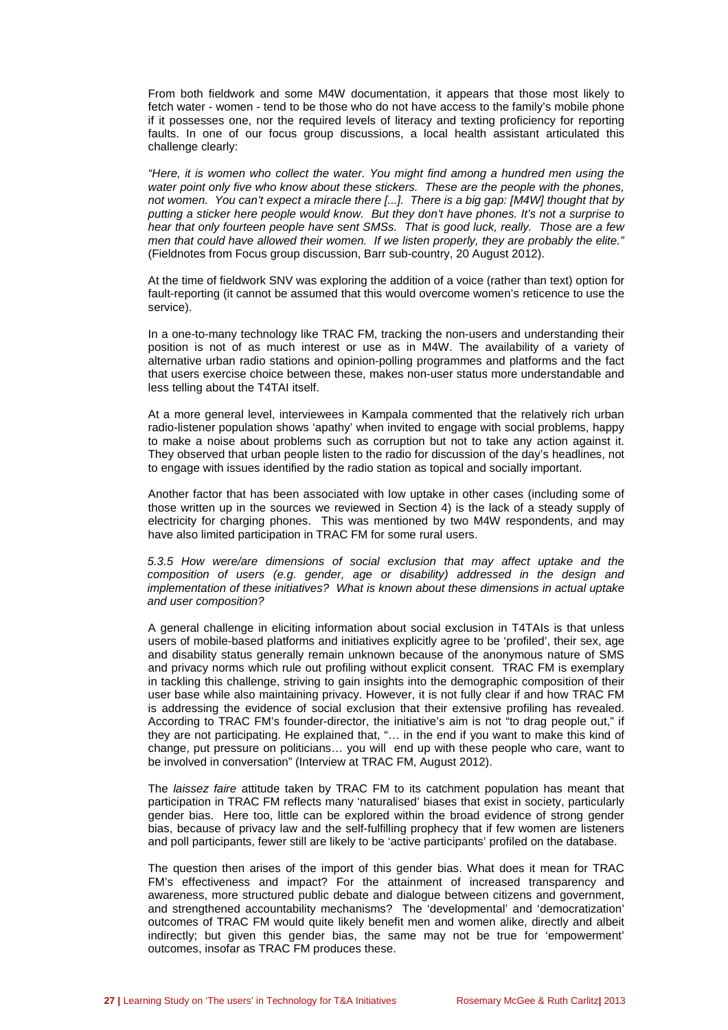From both fieldwork and some M4W documentation, it appears that those most likely to fetch water - women - tend to be those who do not have access to the family's mobile phone if it possesses one, nor the required levels of literacy and texting proficiency for reporting faults. In one of our focus group discussions, a local health assistant articulated this challenge clearly:

*"Here, it is women who collect the water. You might find among a hundred men using the water point only five who know about these stickers. These are the people with the phones, not women. You can't expect a miracle there [...]. There is a big gap: [M4W] thought that by putting a sticker here people would know. But they don't have phones. It's not a surprise to hear that only fourteen people have sent SMSs. That is good luck, really. Those are a few men that could have allowed their women. If we listen properly, they are probably the elite."* (Fieldnotes from Focus group discussion, Barr sub-country, 20 August 2012).

At the time of fieldwork SNV was exploring the addition of a voice (rather than text) option for fault-reporting (it cannot be assumed that this would overcome women's reticence to use the service).

In a one-to-many technology like TRAC FM, tracking the non-users and understanding their position is not of as much interest or use as in M4W. The availability of a variety of alternative urban radio stations and opinion-polling programmes and platforms and the fact that users exercise choice between these, makes non-user status more understandable and less telling about the T4TAI itself.

At a more general level, interviewees in Kampala commented that the relatively rich urban radio-listener population shows 'apathy' when invited to engage with social problems, happy to make a noise about problems such as corruption but not to take any action against it. They observed that urban people listen to the radio for discussion of the day's headlines, not to engage with issues identified by the radio station as topical and socially important.

Another factor that has been associated with low uptake in other cases (including some of those written up in the sources we reviewed in Section 4) is the lack of a steady supply of electricity for charging phones. This was mentioned by two M4W respondents, and may have also limited participation in TRAC FM for some rural users.

*5.3.5 How were/are dimensions of social exclusion that may affect uptake and the composition of users (e.g. gender, age or disability) addressed in the design and implementation of these initiatives? What is known about these dimensions in actual uptake and user composition?*

A general challenge in eliciting information about social exclusion in T4TAIs is that unless users of mobile-based platforms and initiatives explicitly agree to be 'profiled', their sex, age and disability status generally remain unknown because of the anonymous nature of SMS and privacy norms which rule out profiling without explicit consent. TRAC FM is exemplary in tackling this challenge, striving to gain insights into the demographic composition of their user base while also maintaining privacy. However, it is not fully clear if and how TRAC FM is addressing the evidence of social exclusion that their extensive profiling has revealed. According to TRAC FM's founder-director, the initiative's aim is not "to drag people out," if they are not participating. He explained that, "… in the end if you want to make this kind of change, put pressure on politicians… you will end up with these people who care, want to be involved in conversation" (Interview at TRAC FM, August 2012).

The *laissez faire* attitude taken by TRAC FM to its catchment population has meant that participation in TRAC FM reflects many 'naturalised' biases that exist in society, particularly gender bias. Here too, little can be explored within the broad evidence of strong gender bias, because of privacy law and the self-fulfilling prophecy that if few women are listeners and poll participants, fewer still are likely to be 'active participants' profiled on the database.

The question then arises of the import of this gender bias. What does it mean for TRAC FM's effectiveness and impact? For the attainment of increased transparency and awareness, more structured public debate and dialogue between citizens and government, and strengthened accountability mechanisms? The 'developmental' and 'democratization' outcomes of TRAC FM would quite likely benefit men and women alike, directly and albeit indirectly; but given this gender bias, the same may not be true for 'empowerment' outcomes, insofar as TRAC FM produces these.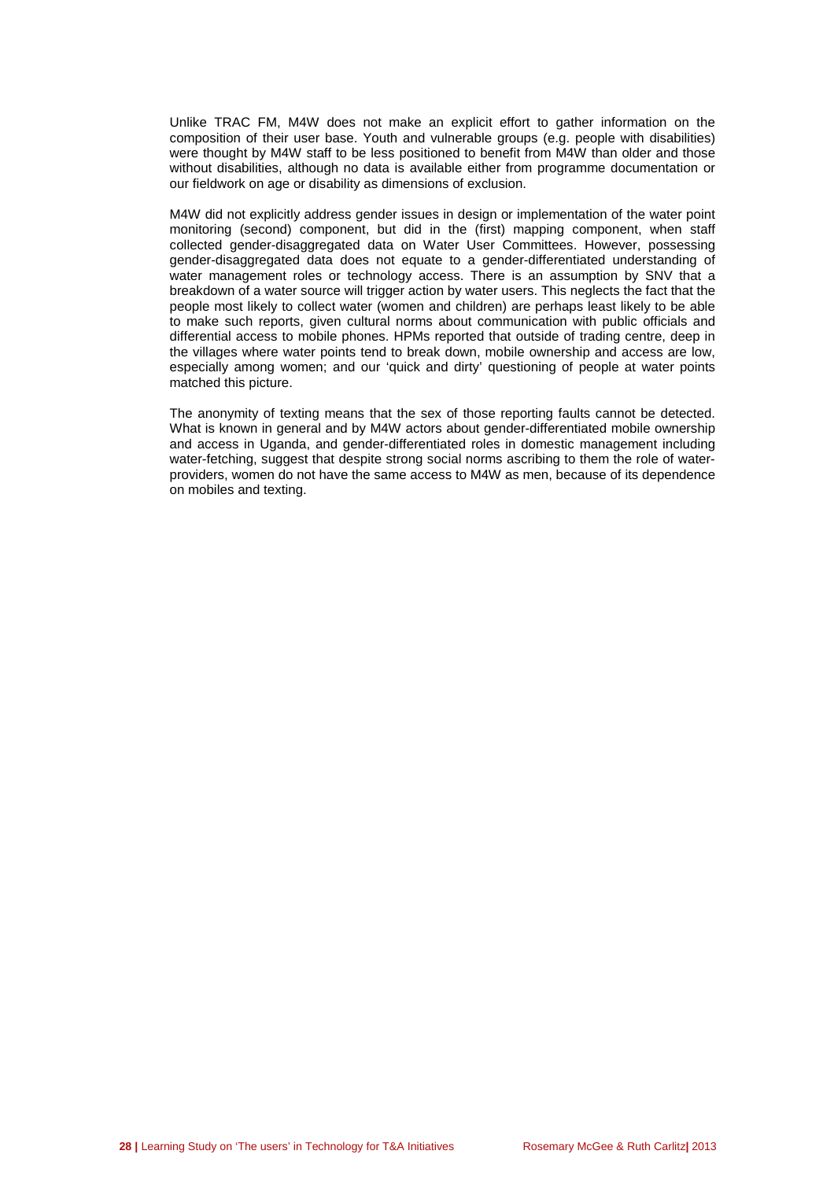Unlike TRAC FM, M4W does not make an explicit effort to gather information on the composition of their user base. Youth and vulnerable groups (e.g. people with disabilities) were thought by M4W staff to be less positioned to benefit from M4W than older and those without disabilities, although no data is available either from programme documentation or our fieldwork on age or disability as dimensions of exclusion.

M4W did not explicitly address gender issues in design or implementation of the water point monitoring (second) component, but did in the (first) mapping component, when staff collected gender-disaggregated data on Water User Committees. However, possessing gender-disaggregated data does not equate to a gender-differentiated understanding of water management roles or technology access. There is an assumption by SNV that a breakdown of a water source will trigger action by water users. This neglects the fact that the people most likely to collect water (women and children) are perhaps least likely to be able to make such reports, given cultural norms about communication with public officials and differential access to mobile phones. HPMs reported that outside of trading centre, deep in the villages where water points tend to break down, mobile ownership and access are low, especially among women; and our 'quick and dirty' questioning of people at water points matched this picture.

The anonymity of texting means that the sex of those reporting faults cannot be detected. What is known in general and by M4W actors about gender-differentiated mobile ownership and access in Uganda, and gender-differentiated roles in domestic management including water-fetching, suggest that despite strong social norms ascribing to them the role of water-providers, women do not have the same access to M4W as men, because of its dependence on mobiles and texting.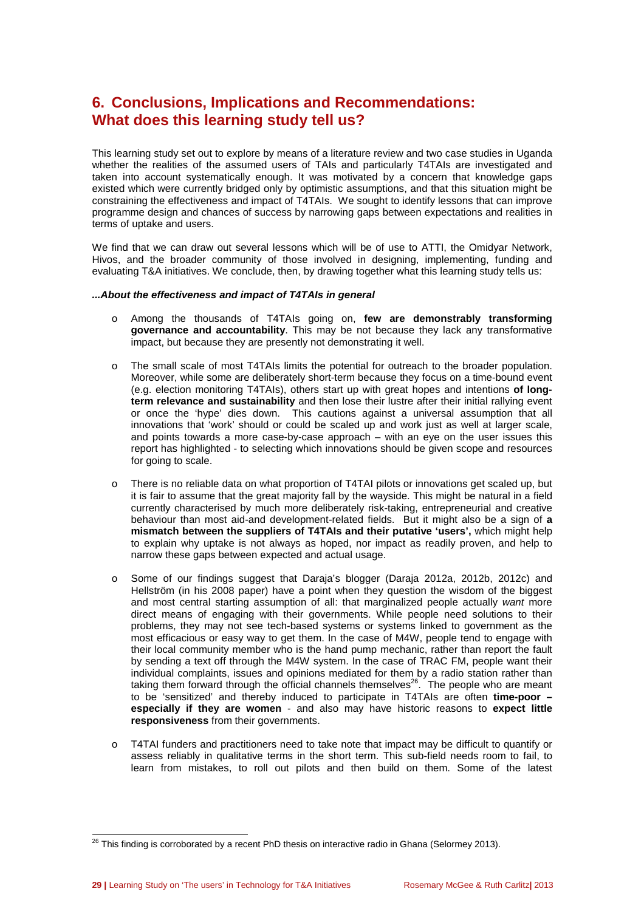## 6. Conclusions, Implications and Recommendations: What does this learning study tell us?

This learning study set out to explore by means of a literature review and two case studies in Uganda whether the realities of the assumed users of TAIs and particularly T4TAIs are investigated and taken into account systematically enough. It was motivated by a concern that knowledge gaps existed which were currently bridged only by optimistic assumptions, and that this situation might be constraining the effectiveness and impact of T4TAIs. We sought to identify lessons that can improve programme design and chances of success by narrowing gaps between expectations and realities in terms of uptake and users.

We find that we can draw out several lessons which will be of use to ATTI, the Omidyar Network, Hivos, and the broader community of those involved in designing, implementing, funding and evaluating T&A initiatives. We conclude, then, by drawing together what this learning study tells us:

***...About the effectiveness and impact of T4TAIs in general***

- Among the thousands of T4TAIs going on, **few are demonstrably transforming governance and accountability**. This may be not because they lack any transformative impact, but because they are presently not demonstrating it well.

- The small scale of most T4TAIs limits the potential for outreach to the broader population. Moreover, while some are deliberately short-term because they focus on a time-bound event (e.g. election monitoring T4TAIs), others start up with great hopes and intentions **of long-term relevance and sustainability** and then lose their lustre after their initial rallying event or once the 'hype' dies down. This cautions against a universal assumption that all innovations that 'work' should or could be scaled up and work just as well at larger scale, and points towards a more case-by-case approach – with an eye on the user issues this report has highlighted - to selecting which innovations should be given scope and resources for going to scale.

- There is no reliable data on what proportion of T4TAI pilots or innovations get scaled up, but it is fair to assume that the great majority fall by the wayside. This might be natural in a field currently characterised by much more deliberately risk-taking, entrepreneurial and creative behaviour than most aid-and development-related fields. But it might also be a sign of **a mismatch between the suppliers of T4TAIs and their putative 'users',** which might help to explain why uptake is not always as hoped, nor impact as readily proven, and help to narrow these gaps between expected and actual usage.

- Some of our findings suggest that Daraja's blogger (Daraja 2012a, 2012b, 2012c) and Hellström (in his 2008 paper) have a point when they question the wisdom of the biggest and most central starting assumption of all: that marginalized people actually *want* more direct means of engaging with their governments. While people need solutions to their problems, they may not see tech-based systems or systems linked to government as the most efficacious or easy way to get them. In the case of M4W, people tend to engage with their local community member who is the hand pump mechanic, rather than report the fault by sending a text off through the M4W system. In the case of TRAC FM, people want their individual complaints, issues and opinions mediated for them by a radio station rather than taking them forward through the official channels themselves[26]. The people who are meant to be 'sensitized' and thereby induced to participate in T4TAIs are often **time-poor – especially if they are women** - and also may have historic reasons to **expect little responsiveness** from their governments.

- T4TAI funders and practitioners need to take note that impact may be difficult to quantify or assess reliably in qualitative terms in the short term. This sub-field needs room to fail, to learn from mistakes, to roll out pilots and then build on them. Some of the latest

[26] This finding is corroborated by a recent PhD thesis on interactive radio in Ghana (Selormey 2013).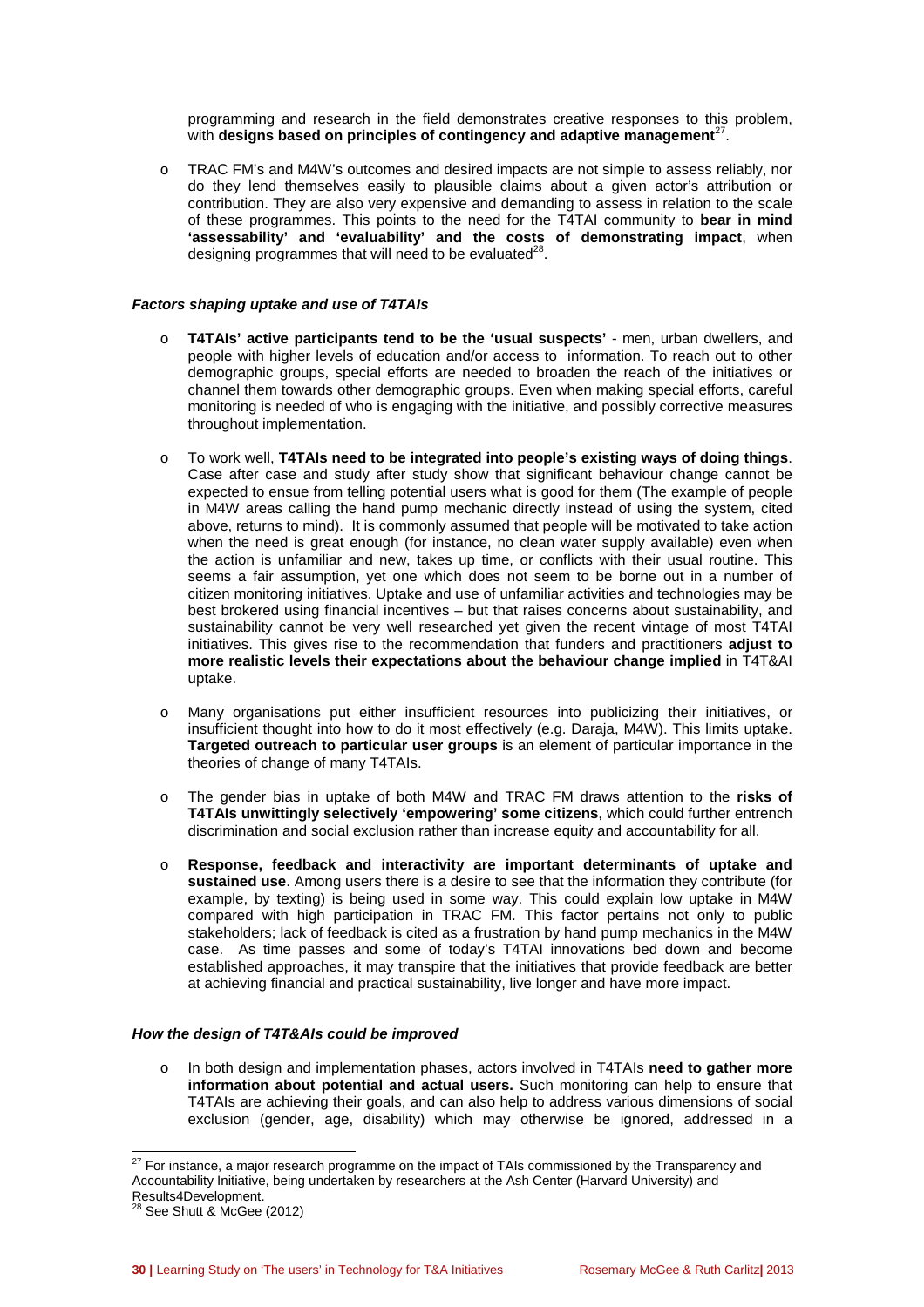programming and research in the field demonstrates creative responses to this problem, with **designs based on principles of contingency and adaptive management**[27].

- TRAC FM's and M4W's outcomes and desired impacts are not simple to assess reliably, nor do they lend themselves easily to plausible claims about a given actor's attribution or contribution. They are also very expensive and demanding to assess in relation to the scale of these programmes. This points to the need for the T4TAI community to **bear in mind 'assessability' and 'evaluability' and the costs of demonstrating impact**, when designing programmes that will need to be evaluated[28].

#### *Factors shaping uptake and use of T4TAIs*

- **T4TAIs' active participants tend to be the 'usual suspects'** - men, urban dwellers, and people with higher levels of education and/or access to information. To reach out to other demographic groups, special efforts are needed to broaden the reach of the initiatives or channel them towards other demographic groups. Even when making special efforts, careful monitoring is needed of who is engaging with the initiative, and possibly corrective measures throughout implementation.

- To work well, **T4TAIs need to be integrated into people's existing ways of doing things**. Case after case and study after study show that significant behaviour change cannot be expected to ensue from telling potential users what is good for them (The example of people in M4W areas calling the hand pump mechanic directly instead of using the system, cited above, returns to mind). It is commonly assumed that people will be motivated to take action when the need is great enough (for instance, no clean water supply available) even when the action is unfamiliar and new, takes up time, or conflicts with their usual routine. This seems a fair assumption, yet one which does not seem to be borne out in a number of citizen monitoring initiatives. Uptake and use of unfamiliar activities and technologies may be best brokered using financial incentives – but that raises concerns about sustainability, and sustainability cannot be very well researched yet given the recent vintage of most T4TAI initiatives. This gives rise to the recommendation that funders and practitioners **adjust to more realistic levels their expectations about the behaviour change implied** in T4T&AI uptake.

- Many organisations put either insufficient resources into publicizing their initiatives, or insufficient thought into how to do it most effectively (e.g. Daraja, M4W). This limits uptake. **Targeted outreach to particular user groups** is an element of particular importance in the theories of change of many T4TAIs.

- The gender bias in uptake of both M4W and TRAC FM draws attention to the **risks of T4TAIs unwittingly selectively 'empowering' some citizens**, which could further entrench discrimination and social exclusion rather than increase equity and accountability for all.

- **Response, feedback and interactivity are important determinants of uptake and sustained use**. Among users there is a desire to see that the information they contribute (for example, by texting) is being used in some way. This could explain low uptake in M4W compared with high participation in TRAC FM. This factor pertains not only to public stakeholders; lack of feedback is cited as a frustration by hand pump mechanics in the M4W case. As time passes and some of today's T4TAI innovations bed down and become established approaches, it may transpire that the initiatives that provide feedback are better at achieving financial and practical sustainability, live longer and have more impact.

#### *How the design of T4T&AIs could be improved*

- In both design and implementation phases, actors involved in T4TAIs **need to gather more information about potential and actual users.** Such monitoring can help to ensure that T4TAIs are achieving their goals, and can also help to address various dimensions of social exclusion (gender, age, disability) which may otherwise be ignored, addressed in a

---

[27] For instance, a major research programme on the impact of TAIs commissioned by the Transparency and Accountability Initiative, being undertaken by researchers at the Ash Center (Harvard University) and Results4Development.

[28] See Shutt & McGee (2012)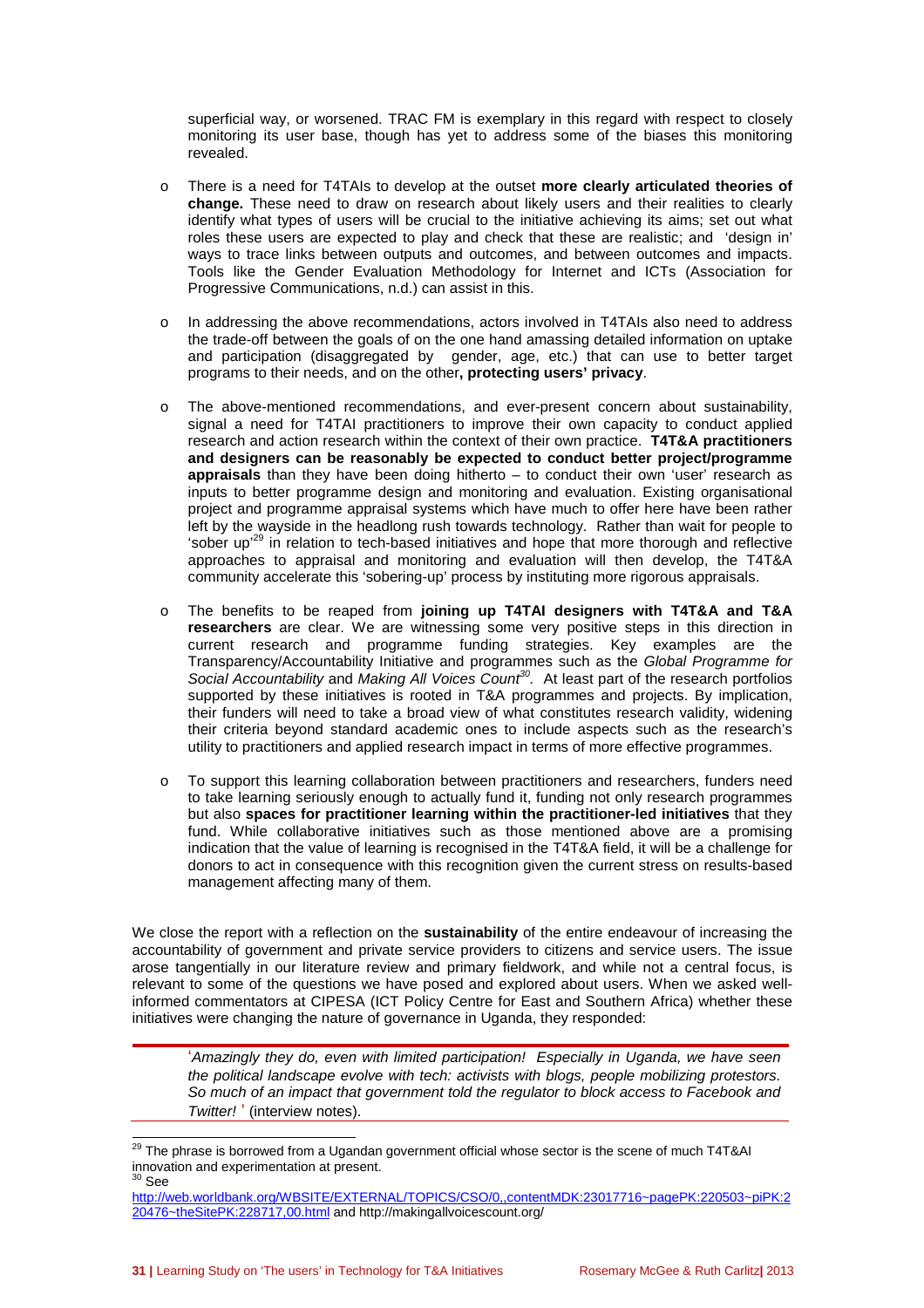superficial way, or worsened. TRAC FM is exemplary in this regard with respect to closely monitoring its user base, though has yet to address some of the biases this monitoring revealed.

- There is a need for T4TAIs to develop at the outset **more clearly articulated theories of change.** These need to draw on research about likely users and their realities to clearly identify what types of users will be crucial to the initiative achieving its aims; set out what roles these users are expected to play and check that these are realistic; and 'design in' ways to trace links between outputs and outcomes, and between outcomes and impacts. Tools like the Gender Evaluation Methodology for Internet and ICTs (Association for Progressive Communications, n.d.) can assist in this.

- In addressing the above recommendations, actors involved in T4TAIs also need to address the trade-off between the goals of on the one hand amassing detailed information on uptake and participation (disaggregated by gender, age, etc.) that can use to better target programs to their needs, and on the other**, protecting users' privacy**.

- The above-mentioned recommendations, and ever-present concern about sustainability, signal a need for T4TAI practitioners to improve their own capacity to conduct applied research and action research within the context of their own practice. **T4T&A practitioners and designers can be reasonably be expected to conduct better project/programme appraisals** than they have been doing hitherto – to conduct their own 'user' research as inputs to better programme design and monitoring and evaluation. Existing organisational project and programme appraisal systems which have much to offer here have been rather left by the wayside in the headlong rush towards technology. Rather than wait for people to 'sober up'[29] in relation to tech-based initiatives and hope that more thorough and reflective approaches to appraisal and monitoring and evaluation will then develop, the T4T&A community accelerate this 'sobering-up' process by instituting more rigorous appraisals.

- The benefits to be reaped from **joining up T4TAI designers with T4T&A and T&A researchers** are clear. We are witnessing some very positive steps in this direction in current research and programme funding strategies. Key examples are the Transparency/Accountability Initiative and programmes such as the *Global Programme for Social Accountability* and *Making All Voices Count*[30]. At least part of the research portfolios supported by these initiatives is rooted in T&A programmes and projects. By implication, their funders will need to take a broad view of what constitutes research validity, widening their criteria beyond standard academic ones to include aspects such as the research's utility to practitioners and applied research impact in terms of more effective programmes.

- To support this learning collaboration between practitioners and researchers, funders need to take learning seriously enough to actually fund it, funding not only research programmes but also **spaces for practitioner learning within the practitioner-led initiatives** that they fund. While collaborative initiatives such as those mentioned above are a promising indication that the value of learning is recognised in the T4T&A field, it will be a challenge for donors to act in consequence with this recognition given the current stress on results-based management affecting many of them.

We close the report with a reflection on the **sustainability** of the entire endeavour of increasing the accountability of government and private service providers to citizens and service users. The issue arose tangentially in our literature review and primary fieldwork, and while not a central focus, is relevant to some of the questions we have posed and explored about users. When we asked well-informed commentators at CIPESA (ICT Policy Centre for East and Southern Africa) whether these initiatives were changing the nature of governance in Uganda, they responded:

> '*Amazingly they do, even with limited participation! Especially in Uganda, we have seen the political landscape evolve with tech: activists with blogs, people mobilizing protestors. So much of an impact that government told the regulator to block access to Facebook and Twitter!* ' (interview notes).

---

[29] The phrase is borrowed from a Ugandan government official whose sector is the scene of much T4T&AI innovation and experimentation at present.

[30] See http://web.worldbank.org/WBSITE/EXTERNAL/TOPICS/CSO/0,,contentMDK:23017716~pagePK:220503~piPK:220476~theSitePK:228717,00.html and http://makingallvoicescount.org/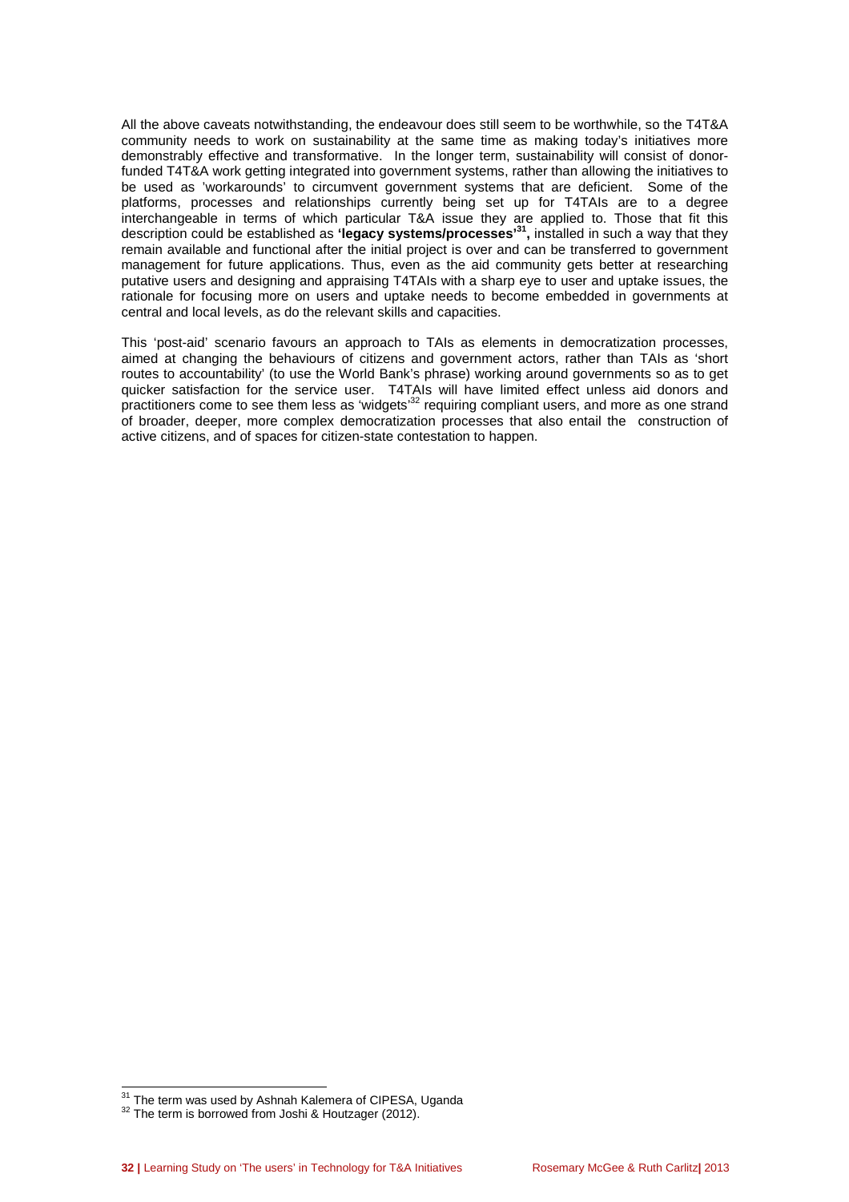All the above caveats notwithstanding, the endeavour does still seem to be worthwhile, so the T4T&A community needs to work on sustainability at the same time as making today's initiatives more demonstrably effective and transformative. In the longer term, sustainability will consist of donor-funded T4T&A work getting integrated into government systems, rather than allowing the initiatives to be used as 'workarounds' to circumvent government systems that are deficient. Some of the platforms, processes and relationships currently being set up for T4TAIs are to a degree interchangeable in terms of which particular T&A issue they are applied to. Those that fit this description could be established as **'legacy systems/processes'**[31]**,** installed in such a way that they remain available and functional after the initial project is over and can be transferred to government management for future applications. Thus, even as the aid community gets better at researching putative users and designing and appraising T4TAIs with a sharp eye to user and uptake issues, the rationale for focusing more on users and uptake needs to become embedded in governments at central and local levels, as do the relevant skills and capacities.

This 'post-aid' scenario favours an approach to TAIs as elements in democratization processes, aimed at changing the behaviours of citizens and government actors, rather than TAIs as 'short routes to accountability' (to use the World Bank's phrase) working around governments so as to get quicker satisfaction for the service user. T4TAIs will have limited effect unless aid donors and practitioners come to see them less as 'widgets'[32] requiring compliant users, and more as one strand of broader, deeper, more complex democratization processes that also entail the construction of active citizens, and of spaces for citizen-state contestation to happen.

---

[31] The term was used by Ashnah Kalemera of CIPESA, Uganda

[32] The term is borrowed from Joshi & Houtzager (2012).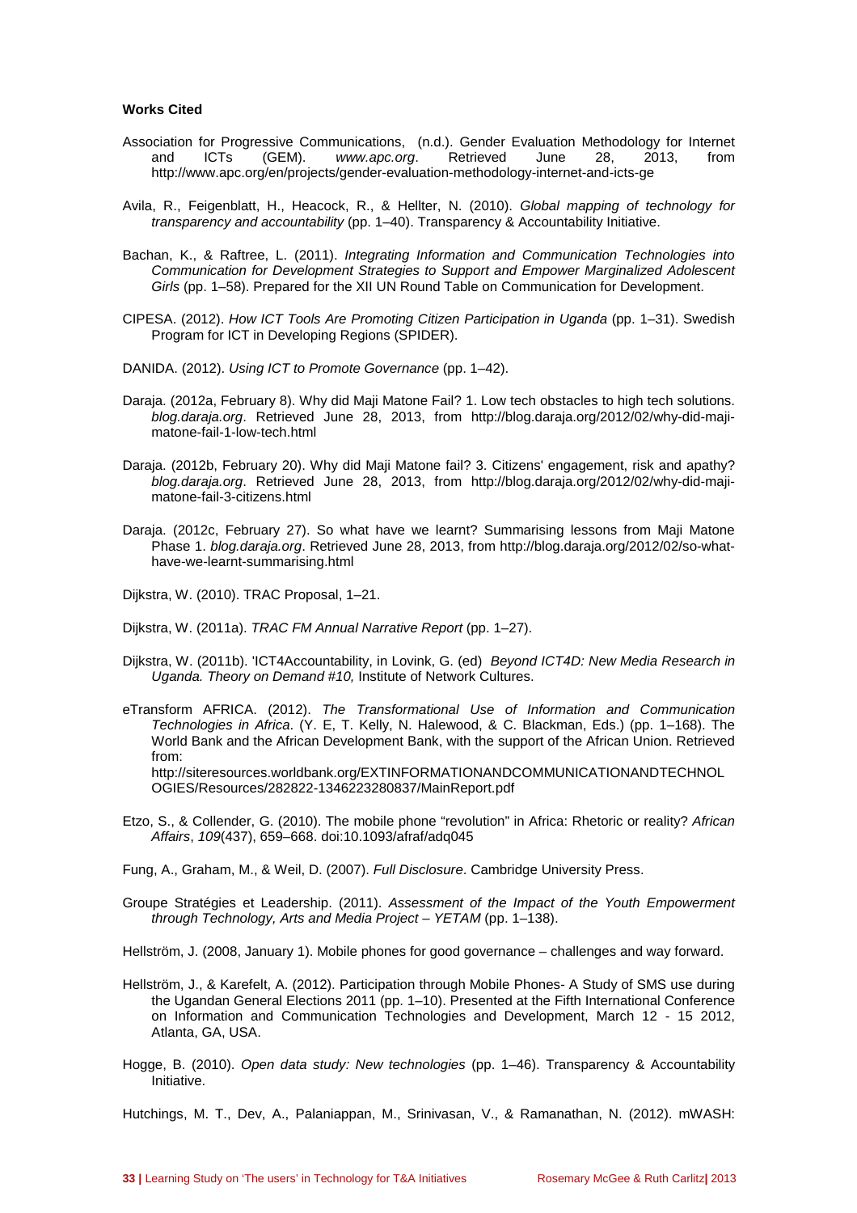**Works Cited**

Association for Progressive Communications, (n.d.). Gender Evaluation Methodology for Internet and ICTs (GEM). *www.apc.org*. Retrieved June 28, 2013, from http://www.apc.org/en/projects/gender-evaluation-methodology-internet-and-icts-ge

Avila, R., Feigenblatt, H., Heacock, R., & Hellter, N. (2010). *Global mapping of technology for transparency and accountability* (pp. 1–40). Transparency & Accountability Initiative.

Bachan, K., & Raftree, L. (2011). *Integrating Information and Communication Technologies into Communication for Development Strategies to Support and Empower Marginalized Adolescent Girls* (pp. 1–58). Prepared for the XII UN Round Table on Communication for Development.

CIPESA. (2012). *How ICT Tools Are Promoting Citizen Participation in Uganda* (pp. 1–31). Swedish Program for ICT in Developing Regions (SPIDER).

DANIDA. (2012). *Using ICT to Promote Governance* (pp. 1–42).

Daraja. (2012a, February 8). Why did Maji Matone Fail? 1. Low tech obstacles to high tech solutions. *blog.daraja.org*. Retrieved June 28, 2013, from http://blog.daraja.org/2012/02/why-did-maji-matone-fail-1-low-tech.html

Daraja. (2012b, February 20). Why did Maji Matone fail? 3. Citizens' engagement, risk and apathy? *blog.daraja.org*. Retrieved June 28, 2013, from http://blog.daraja.org/2012/02/why-did-maji-matone-fail-3-citizens.html

Daraja. (2012c, February 27). So what have we learnt? Summarising lessons from Maji Matone Phase 1. *blog.daraja.org*. Retrieved June 28, 2013, from http://blog.daraja.org/2012/02/so-what-have-we-learnt-summarising.html

Dijkstra, W. (2010). TRAC Proposal, 1–21.

Dijkstra, W. (2011a). *TRAC FM Annual Narrative Report* (pp. 1–27).

Dijkstra, W. (2011b). 'ICT4Accountability, in Lovink, G. (ed) *Beyond ICT4D: New Media Research in Uganda. Theory on Demand #10,* Institute of Network Cultures.

eTransform AFRICA. (2012). *The Transformational Use of Information and Communication Technologies in Africa*. (Y. E, T. Kelly, N. Halewood, & C. Blackman, Eds.) (pp. 1–168). The World Bank and the African Development Bank, with the support of the African Union. Retrieved from: http://siteresources.worldbank.org/EXTINFORMATIONANDCOMMUNICATIONANDTECHNOLOGIES/Resources/282822-1346223280837/MainReport.pdf

Etzo, S., & Collender, G. (2010). The mobile phone "revolution" in Africa: Rhetoric or reality? *African Affairs*, *109*(437), 659–668. doi:10.1093/afraf/adq045

Fung, A., Graham, M., & Weil, D. (2007). *Full Disclosure*. Cambridge University Press.

Groupe Stratégies et Leadership. (2011). *Assessment of the Impact of the Youth Empowerment through Technology, Arts and Media Project – YETAM* (pp. 1–138).

Hellström, J. (2008, January 1). Mobile phones for good governance – challenges and way forward.

Hellström, J., & Karefelt, A. (2012). Participation through Mobile Phones- A Study of SMS use during the Ugandan General Elections 2011 (pp. 1–10). Presented at the Fifth International Conference on Information and Communication Technologies and Development, March 12 - 15 2012, Atlanta, GA, USA.

Hogge, B. (2010). *Open data study: New technologies* (pp. 1–46). Transparency & Accountability Initiative.

Hutchings, M. T., Dev, A., Palaniappan, M., Srinivasan, V., & Ramanathan, N. (2012). mWASH: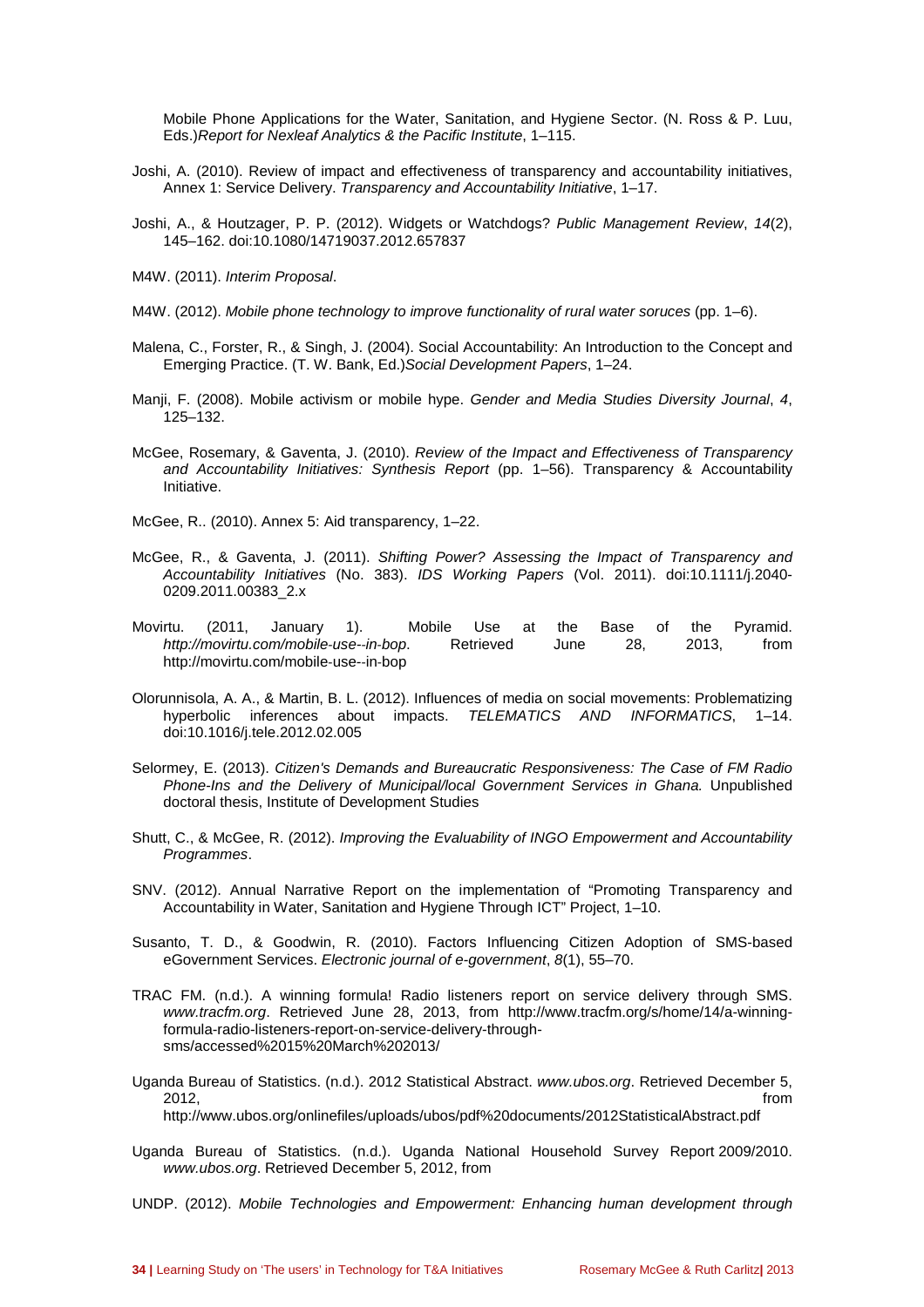Mobile Phone Applications for the Water, Sanitation, and Hygiene Sector. (N. Ross & P. Luu, Eds.)*Report for Nexleaf Analytics & the Pacific Institute*, 1–115.

Joshi, A. (2010). Review of impact and effectiveness of transparency and accountability initiatives, Annex 1: Service Delivery. *Transparency and Accountability Initiative*, 1–17.

Joshi, A., & Houtzager, P. P. (2012). Widgets or Watchdogs? *Public Management Review*, *14*(2), 145–162. doi:10.1080/14719037.2012.657837

M4W. (2011). *Interim Proposal*.

M4W. (2012). *Mobile phone technology to improve functionality of rural water soruces* (pp. 1–6).

Malena, C., Forster, R., & Singh, J. (2004). Social Accountability: An Introduction to the Concept and Emerging Practice. (T. W. Bank, Ed.)*Social Development Papers*, 1–24.

Manji, F. (2008). Mobile activism or mobile hype. *Gender and Media Studies Diversity Journal*, *4*, 125–132.

McGee, Rosemary, & Gaventa, J. (2010). *Review of the Impact and Effectiveness of Transparency and Accountability Initiatives: Synthesis Report* (pp. 1–56). Transparency & Accountability Initiative.

McGee, R.. (2010). Annex 5: Aid transparency, 1–22.

McGee, R., & Gaventa, J. (2011). *Shifting Power? Assessing the Impact of Transparency and Accountability Initiatives* (No. 383). *IDS Working Papers* (Vol. 2011). doi:10.1111/j.2040-0209.2011.00383_2.x

Movirtu. (2011, January 1). Mobile Use at the Base of the Pyramid. *http://movirtu.com/mobile-use--in-bop*. Retrieved June 28, 2013, from http://movirtu.com/mobile-use--in-bop

Olorunnisola, A. A., & Martin, B. L. (2012). Influences of media on social movements: Problematizing hyperbolic inferences about impacts. *TELEMATICS AND INFORMATICS*, 1–14. doi:10.1016/j.tele.2012.02.005

Selormey, E. (2013). *Citizen's Demands and Bureaucratic Responsiveness: The Case of FM Radio Phone-Ins and the Delivery of Municipal/local Government Services in Ghana.* Unpublished doctoral thesis, Institute of Development Studies

Shutt, C., & McGee, R. (2012). *Improving the Evaluability of INGO Empowerment and Accountability Programmes*.

SNV. (2012). Annual Narrative Report on the implementation of "Promoting Transparency and Accountability in Water, Sanitation and Hygiene Through ICT" Project, 1–10.

Susanto, T. D., & Goodwin, R. (2010). Factors Influencing Citizen Adoption of SMS-based eGovernment Services. *Electronic journal of e-government*, *8*(1), 55–70.

TRAC FM. (n.d.). A winning formula! Radio listeners report on service delivery through SMS. *www.tracfm.org*. Retrieved June 28, 2013, from http://www.tracfm.org/s/home/14/a-winning-formula-radio-listeners-report-on-service-delivery-through-sms/accessed%2015%20March%202013/

Uganda Bureau of Statistics. (n.d.). 2012 Statistical Abstract. *www.ubos.org*. Retrieved December 5, 2012, from http://www.ubos.org/onlinefiles/uploads/ubos/pdf%20documents/2012StatisticalAbstract.pdf

Uganda Bureau of Statistics. (n.d.). Uganda National Household Survey Report 2009/2010. *www.ubos.org*. Retrieved December 5, 2012, from

UNDP. (2012). *Mobile Technologies and Empowerment: Enhancing human development through*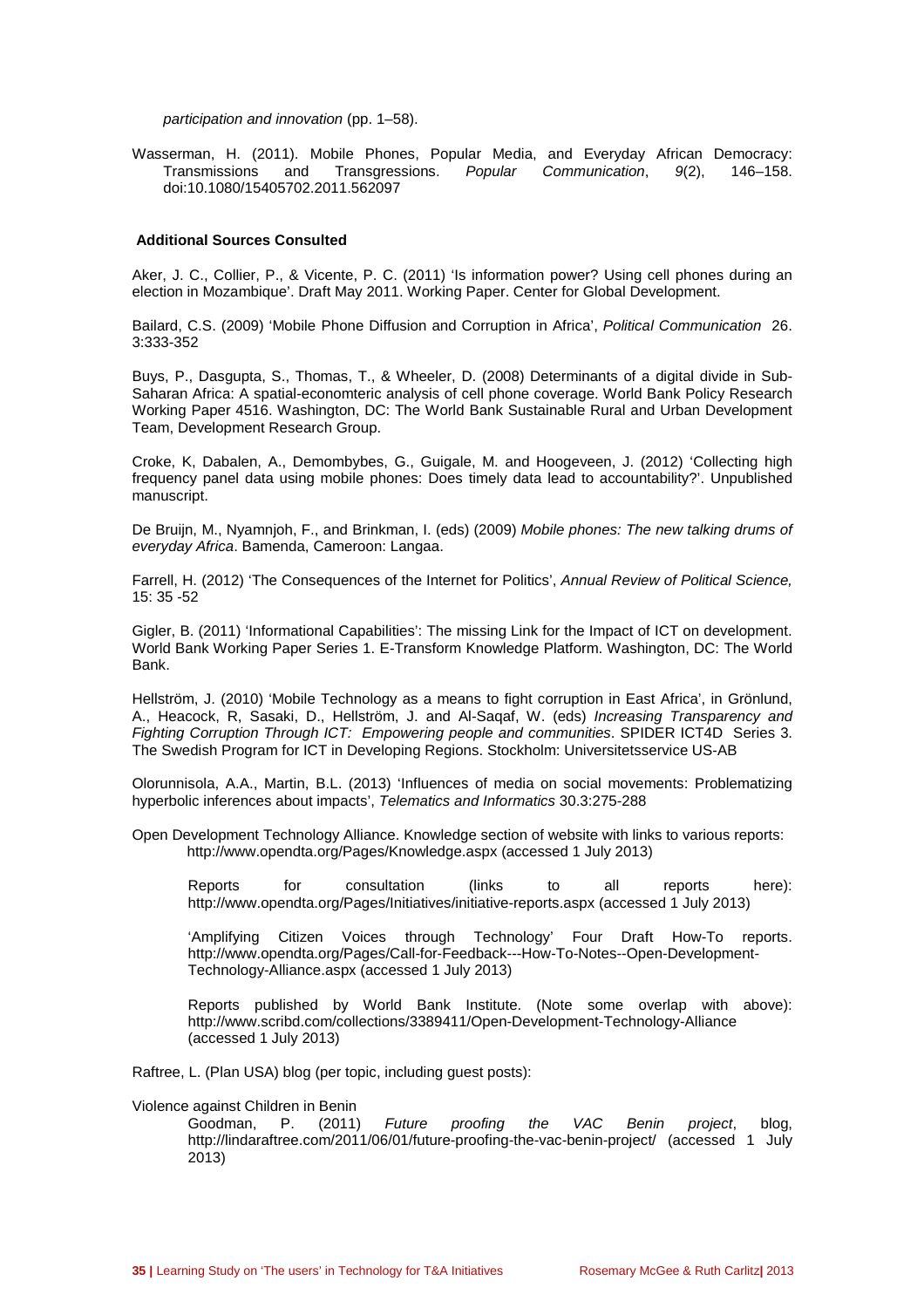*participation and innovation* (pp. 1–58).

Wasserman, H. (2011). Mobile Phones, Popular Media, and Everyday African Democracy: Transmissions and Transgressions. *Popular Communication*, *9*(2), 146–158. doi:10.1080/15405702.2011.562097

### Additional Sources Consulted

Aker, J. C., Collier, P., & Vicente, P. C. (2011) 'Is information power? Using cell phones during an election in Mozambique'. Draft May 2011. Working Paper. Center for Global Development.

Bailard, C.S. (2009) 'Mobile Phone Diffusion and Corruption in Africa', *Political Communication* 26. 3:333-352

Buys, P., Dasgupta, S., Thomas, T., & Wheeler, D. (2008) Determinants of a digital divide in Sub-Saharan Africa: A spatial-economteric analysis of cell phone coverage. World Bank Policy Research Working Paper 4516. Washington, DC: The World Bank Sustainable Rural and Urban Development Team, Development Research Group.

Croke, K, Dabalen, A., Demombybes, G., Guigale, M. and Hoogeveen, J. (2012) 'Collecting high frequency panel data using mobile phones: Does timely data lead to accountability?'. Unpublished manuscript.

De Bruijn, M., Nyamnjoh, F., and Brinkman, I. (eds) (2009) *Mobile phones: The new talking drums of everyday Africa*. Bamenda, Cameroon: Langaa.

Farrell, H. (2012) 'The Consequences of the Internet for Politics', *Annual Review of Political Science,* 15: 35 -52

Gigler, B. (2011) 'Informational Capabilities': The missing Link for the Impact of ICT on development. World Bank Working Paper Series 1. E-Transform Knowledge Platform. Washington, DC: The World Bank.

Hellström, J. (2010) 'Mobile Technology as a means to fight corruption in East Africa', in Grönlund, A., Heacock, R, Sasaki, D., Hellström, J. and Al-Saqaf, W. (eds) *Increasing Transparency and Fighting Corruption Through ICT: Empowering people and communities*. SPIDER ICT4D Series 3. The Swedish Program for ICT in Developing Regions. Stockholm: Universitetsservice US-AB

Olorunnisola, A.A., Martin, B.L. (2013) 'Influences of media on social movements: Problematizing hyperbolic inferences about impacts', *Telematics and Informatics* 30.3:275-288

Open Development Technology Alliance. Knowledge section of website with links to various reports: http://www.opendta.org/Pages/Knowledge.aspx (accessed 1 July 2013)

Reports for consultation (links to all reports here): http://www.opendta.org/Pages/Initiatives/initiative-reports.aspx (accessed 1 July 2013)

'Amplifying Citizen Voices through Technology' Four Draft How-To reports. http://www.opendta.org/Pages/Call-for-Feedback---How-To-Notes--Open-Development-Technology-Alliance.aspx (accessed 1 July 2013)

Reports published by World Bank Institute. (Note some overlap with above): http://www.scribd.com/collections/3389411/Open-Development-Technology-Alliance (accessed 1 July 2013)

Raftree, L. (Plan USA) blog (per topic, including guest posts):

Violence against Children in Benin

Goodman, P. (2011) *Future proofing the VAC Benin project*, blog, http://lindaraftree.com/2011/06/01/future-proofing-the-vac-benin-project/ (accessed 1 July 2013)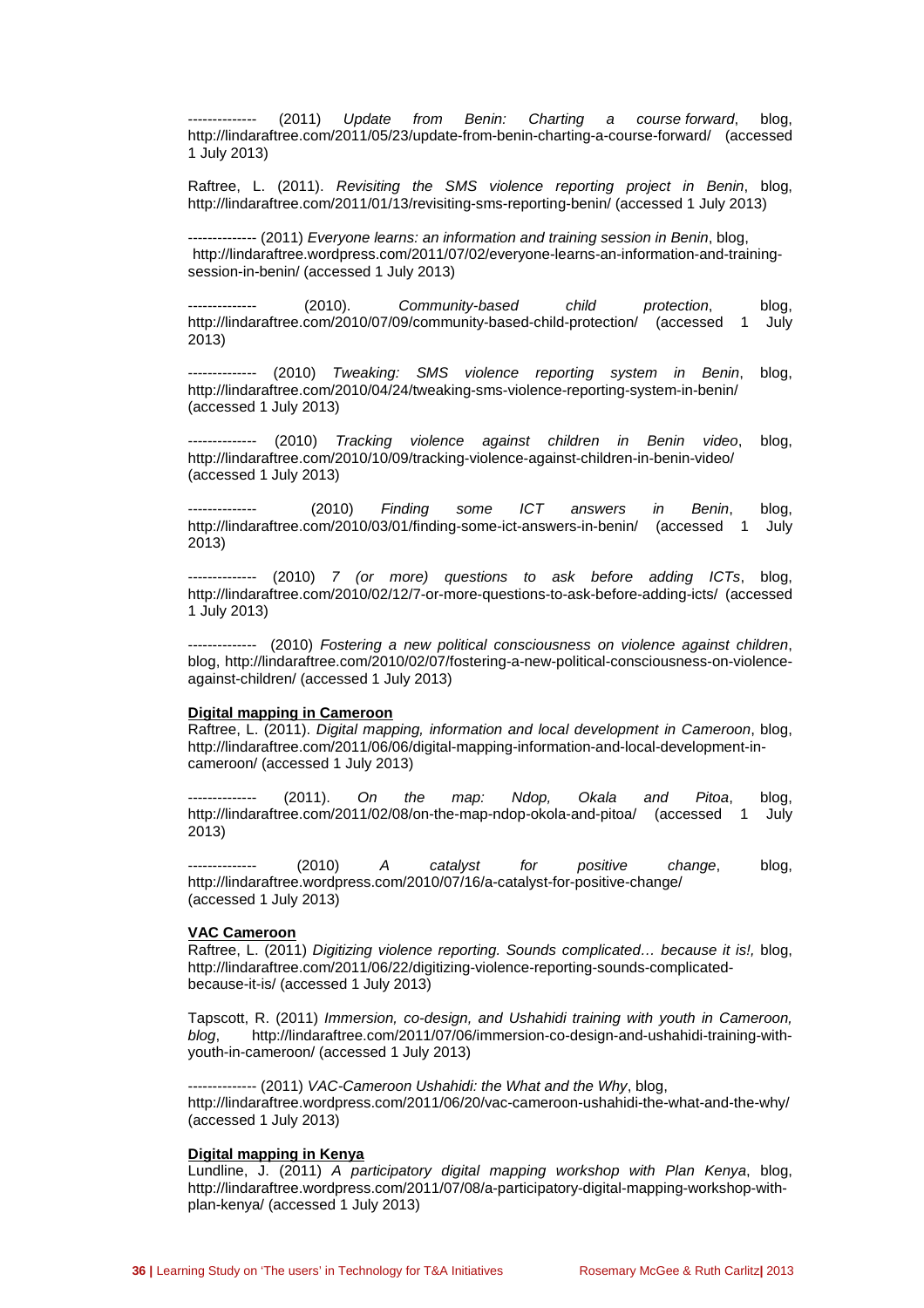-------------- (2011) *Update from Benin: Charting a course forward*, blog, http://lindaraftree.com/2011/05/23/update-from-benin-charting-a-course-forward/ (accessed 1 July 2013)

Raftree, L. (2011). *Revisiting the SMS violence reporting project in Benin*, blog, http://lindaraftree.com/2011/01/13/revisiting-sms-reporting-benin/ (accessed 1 July 2013)

-------------- (2011) *Everyone learns: an information and training session in Benin*, blog, http://lindaraftree.wordpress.com/2011/07/02/everyone-learns-an-information-and-training-session-in-benin/ (accessed 1 July 2013)

-------------- (2010). *Community-based child protection*, blog, http://lindaraftree.com/2010/07/09/community-based-child-protection/ (accessed 1 July 2013)

-------------- (2010) *Tweaking: SMS violence reporting system in Benin*, blog, http://lindaraftree.com/2010/04/24/tweaking-sms-violence-reporting-system-in-benin/ (accessed 1 July 2013)

-------------- (2010) *Tracking violence against children in Benin video*, blog, http://lindaraftree.com/2010/10/09/tracking-violence-against-children-in-benin-video/ (accessed 1 July 2013)

-------------- (2010) *Finding some ICT answers in Benin*, blog, http://lindaraftree.com/2010/03/01/finding-some-ict-answers-in-benin/ (accessed 1 July 2013)

-------------- (2010) *7 (or more) questions to ask before adding ICTs*, blog, http://lindaraftree.com/2010/02/12/7-or-more-questions-to-ask-before-adding-icts/ (accessed 1 July 2013)

-------------- (2010) *Fostering a new political consciousness on violence against children*, blog, http://lindaraftree.com/2010/02/07/fostering-a-new-political-consciousness-on-violence-against-children/ (accessed 1 July 2013)

**Digital mapping in Cameroon**

Raftree, L. (2011). *Digital mapping, information and local development in Cameroon*, blog, http://lindaraftree.com/2011/06/06/digital-mapping-information-and-local-development-in-cameroon/ (accessed 1 July 2013)

-------------- (2011). *On the map: Ndop, Okala and Pitoa*, blog, http://lindaraftree.com/2011/02/08/on-the-map-ndop-okola-and-pitoa/ (accessed 1 July 2013)

-------------- (2010) *A catalyst for positive change*, blog, http://lindaraftree.wordpress.com/2010/07/16/a-catalyst-for-positive-change/ (accessed 1 July 2013)

**VAC Cameroon**

Raftree, L. (2011) *Digitizing violence reporting. Sounds complicated… because it is!,* blog, http://lindaraftree.com/2011/06/22/digitizing-violence-reporting-sounds-complicated-because-it-is/ (accessed 1 July 2013)

Tapscott, R. (2011) *Immersion, co-design, and Ushahidi training with youth in Cameroon, blog*, http://lindaraftree.com/2011/07/06/immersion-co-design-and-ushahidi-training-with-youth-in-cameroon/ (accessed 1 July 2013)

-------------- (2011) *VAC-Cameroon Ushahidi: the What and the Why*, blog, http://lindaraftree.wordpress.com/2011/06/20/vac-cameroon-ushahidi-the-what-and-the-why/ (accessed 1 July 2013)

**Digital mapping in Kenya**

Lundline, J. (2011) *A participatory digital mapping workshop with Plan Kenya*, blog, http://lindaraftree.wordpress.com/2011/07/08/a-participatory-digital-mapping-workshop-with-plan-kenya/ (accessed 1 July 2013)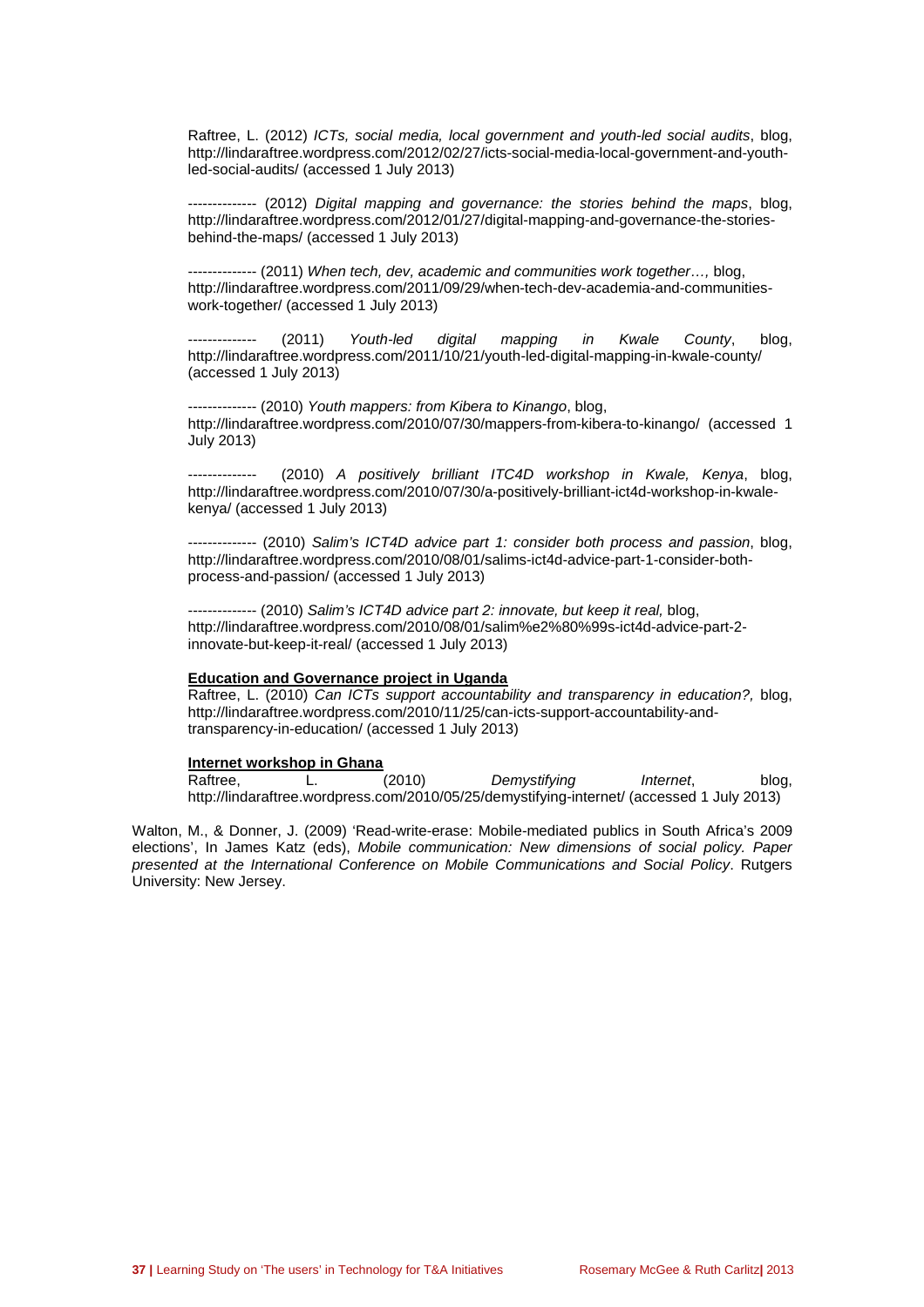Raftree, L. (2012) *ICTs, social media, local government and youth-led social audits*, blog, http://lindaraftree.wordpress.com/2012/02/27/icts-social-media-local-government-and-youth-led-social-audits/ (accessed 1 July 2013)

-------------- (2012) *Digital mapping and governance: the stories behind the maps*, blog, http://lindaraftree.wordpress.com/2012/01/27/digital-mapping-and-governance-the-stories-behind-the-maps/ (accessed 1 July 2013)

-------------- (2011) *When tech, dev, academic and communities work together…,* blog, http://lindaraftree.wordpress.com/2011/09/29/when-tech-dev-academia-and-communities-work-together/ (accessed 1 July 2013)

-------------- (2011) *Youth-led digital mapping in Kwale County*, blog, http://lindaraftree.wordpress.com/2011/10/21/youth-led-digital-mapping-in-kwale-county/ (accessed 1 July 2013)

-------------- (2010) *Youth mappers: from Kibera to Kinango*, blog, http://lindaraftree.wordpress.com/2010/07/30/mappers-from-kibera-to-kinango/ (accessed 1 July 2013)

-------------- (2010) *A positively brilliant ITC4D workshop in Kwale, Kenya*, blog, http://lindaraftree.wordpress.com/2010/07/30/a-positively-brilliant-ict4d-workshop-in-kwale-kenya/ (accessed 1 July 2013)

-------------- (2010) *Salim's ICT4D advice part 1: consider both process and passion*, blog, http://lindaraftree.wordpress.com/2010/08/01/salims-ict4d-advice-part-1-consider-both-process-and-passion/ (accessed 1 July 2013)

-------------- (2010) *Salim's ICT4D advice part 2: innovate, but keep it real,* blog, http://lindaraftree.wordpress.com/2010/08/01/salim%e2%80%99s-ict4d-advice-part-2-innovate-but-keep-it-real/ (accessed 1 July 2013)

**Education and Governance project in Uganda**

Raftree, L. (2010) *Can ICTs support accountability and transparency in education?,* blog, http://lindaraftree.wordpress.com/2010/11/25/can-icts-support-accountability-and-transparency-in-education/ (accessed 1 July 2013)

**Internet workshop in Ghana**

Raftree, L. (2010) *Demystifying Internet*, blog, http://lindaraftree.wordpress.com/2010/05/25/demystifying-internet/ (accessed 1 July 2013)

Walton, M., & Donner, J. (2009) 'Read-write-erase: Mobile-mediated publics in South Africa's 2009 elections', In James Katz (eds), *Mobile communication: New dimensions of social policy. Paper presented at the International Conference on Mobile Communications and Social Policy*. Rutgers University: New Jersey.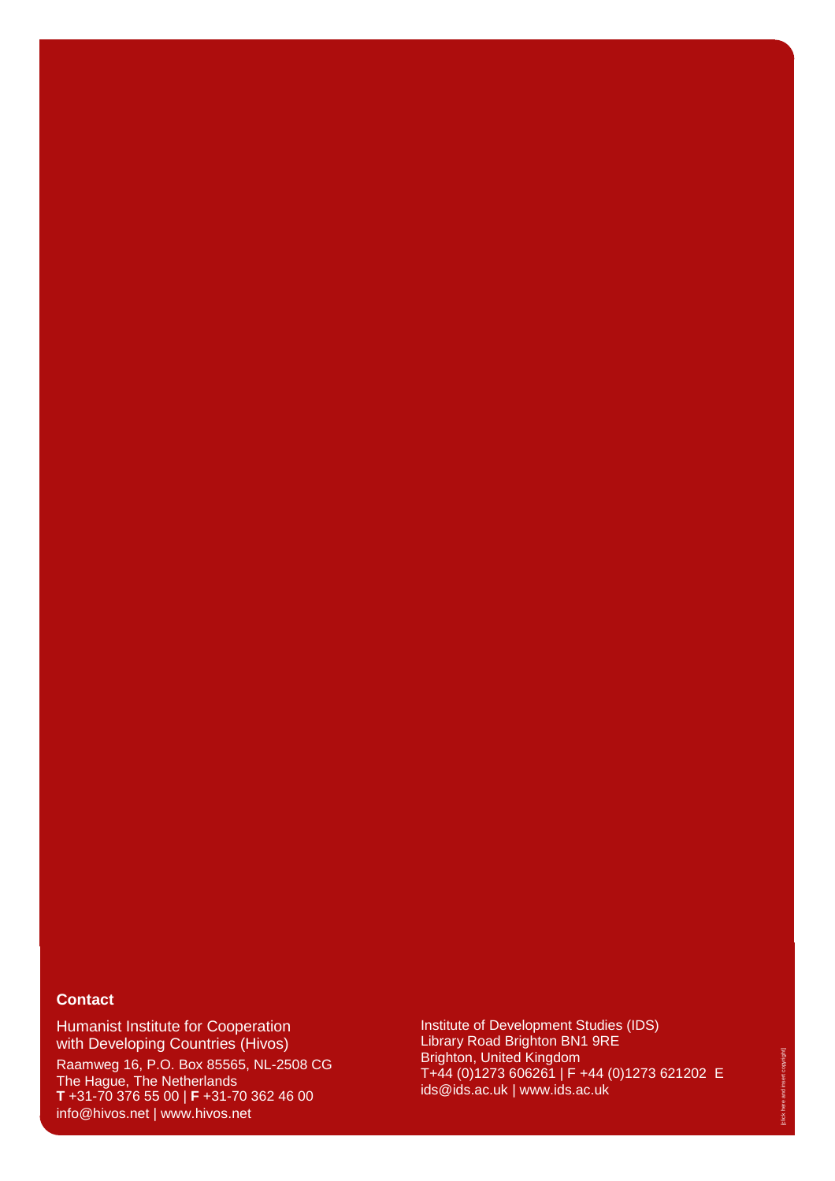**Contact**

Humanist Institute for Cooperation with Developing Countries (Hivos)

Raamweg 16, P.O. Box 85565, NL-2508 CG
The Hague, The Netherlands
**T** +31-70 376 55 00 | **F** +31-70 362 46 00
info@hivos.net | www.hivos.net

Institute of Development Studies (IDS)
Library Road Brighton BN1 9RE
Brighton, United Kingdom
T+44 (0)1273 606261 | F +44 (0)1273 621202 E
ids@ids.ac.uk | www.ids.ac.uk

[click here and insert copyright]